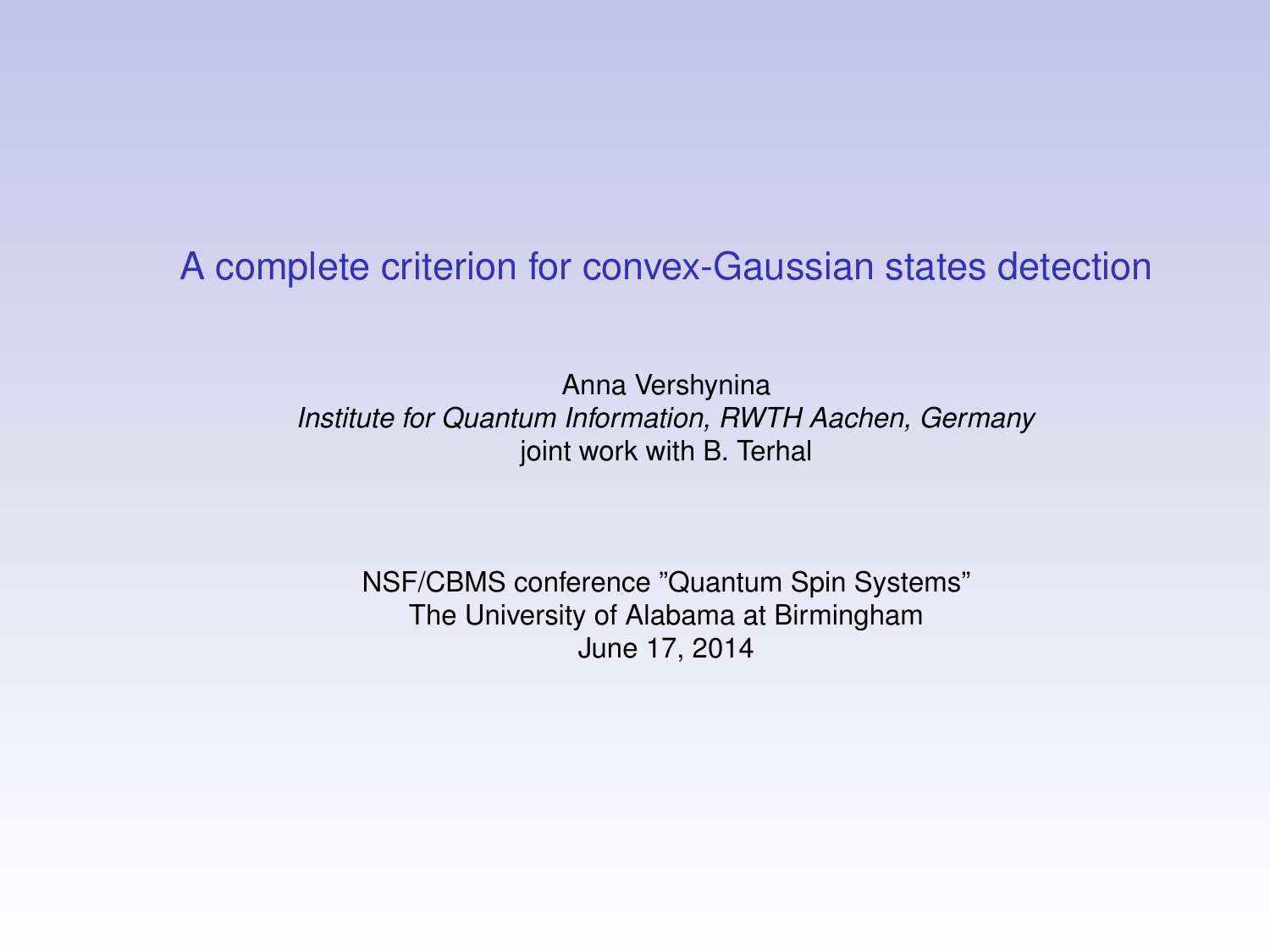# A complete criterion for convex-Gaussian states detection

Anna Vershynina
*Institute for Quantum Information, RWTH Aachen, Germany*
joint work with B. Terhal

NSF/CBMS conference "Quantum Spin Systems"
The University of Alabama at Birmingham
June 17, 2014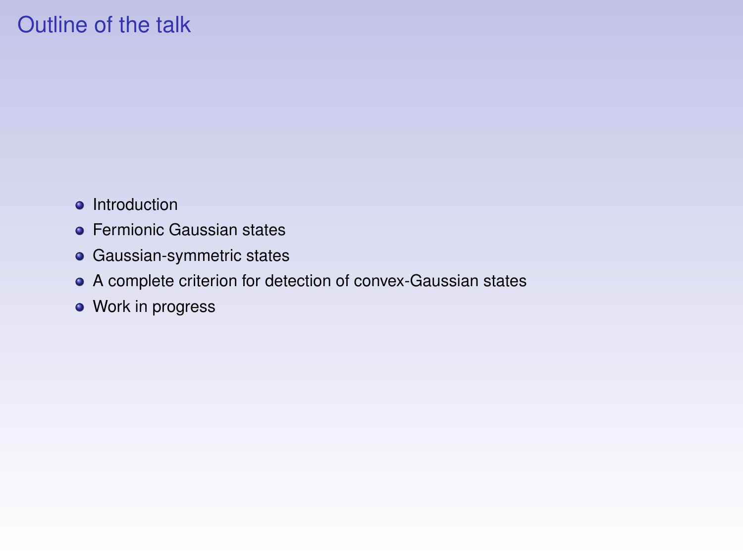# Outline of the talk

- Introduction
- Fermionic Gaussian states
- Gaussian-symmetric states
- A complete criterion for detection of convex-Gaussian states
- Work in progress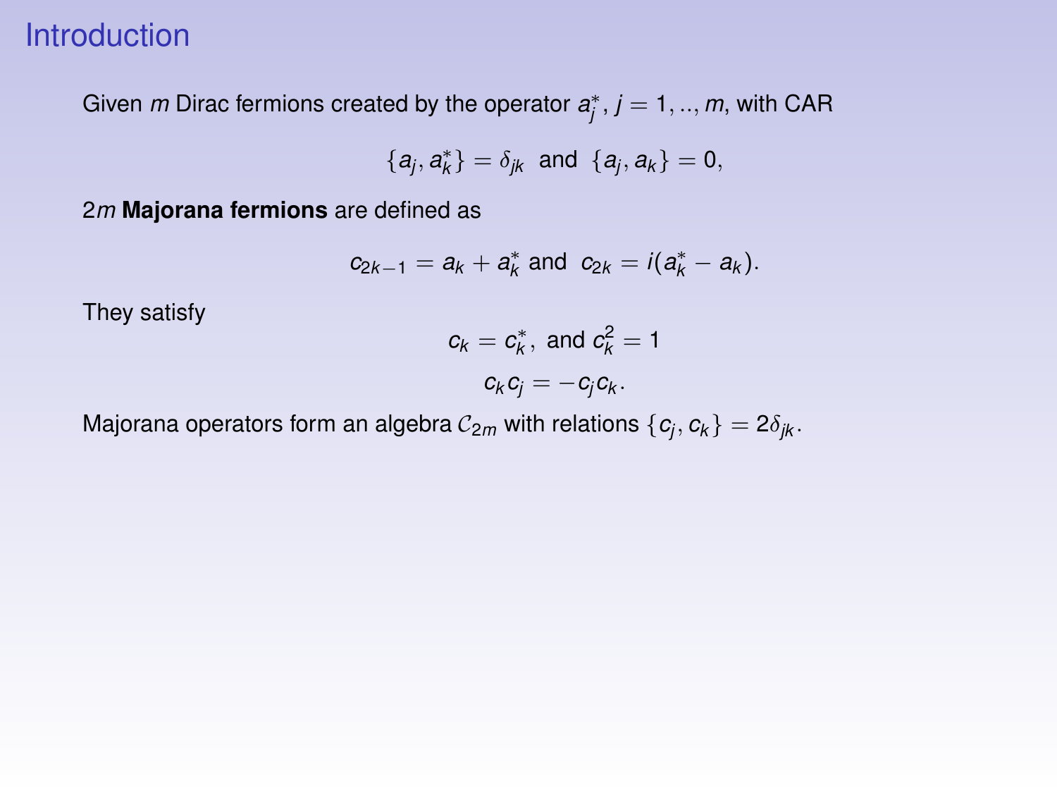# Introduction

Given $m$ Dirac fermions created by the operator $a_j^*$, $j = 1, .., m$, with CAR

$$\{a_j, a_k^*\} = \delta_{jk} \;\text{ and }\; \{a_j, a_k\} = 0,$$

$2m$ **Majorana fermions** are defined as

$$c_{2k-1} = a_k + a_k^* \text{ and } \; c_{2k} = i(a_k^* - a_k).$$

They satisfy

$$c_k = c_k^*, \text{ and } c_k^2 = 1$$

$$c_k c_j = -c_j c_k.$$

Majorana operators form an algebra $\mathcal{C}_{2m}$ with relations $\{c_j, c_k\} = 2\delta_{jk}$.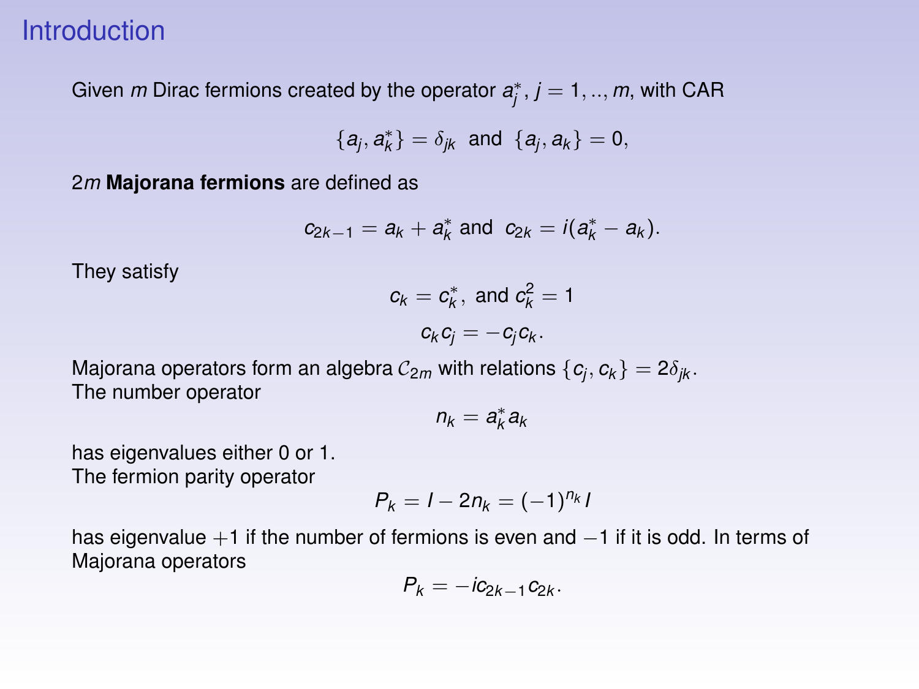# Introduction

Given $m$ Dirac fermions created by the operator $a_j^*$, $j = 1, .., m$, with CAR

$$\{a_j, a_k^*\} = \delta_{jk} \text{ and } \{a_j, a_k\} = 0,$$

$2m$ **Majorana fermions** are defined as

$$c_{2k-1} = a_k + a_k^* \text{ and } c_{2k} = i(a_k^* - a_k).$$

They satisfy

$$c_k = c_k^*, \text{ and } c_k^2 = 1$$

$$c_k c_j = -c_j c_k.$$

Majorana operators form an algebra $\mathcal{C}_{2m}$ with relations $\{c_j, c_k\} = 2\delta_{jk}$.
The number operator

$$n_k = a_k^* a_k$$

has eigenvalues either 0 or 1.
The fermion parity operator

$$P_k = I - 2n_k = (-1)^{n_k} I$$

has eigenvalue $+1$ if the number of fermions is even and $-1$ if it is odd. In terms of Majorana operators

$$P_k = -ic_{2k-1}c_{2k}.$$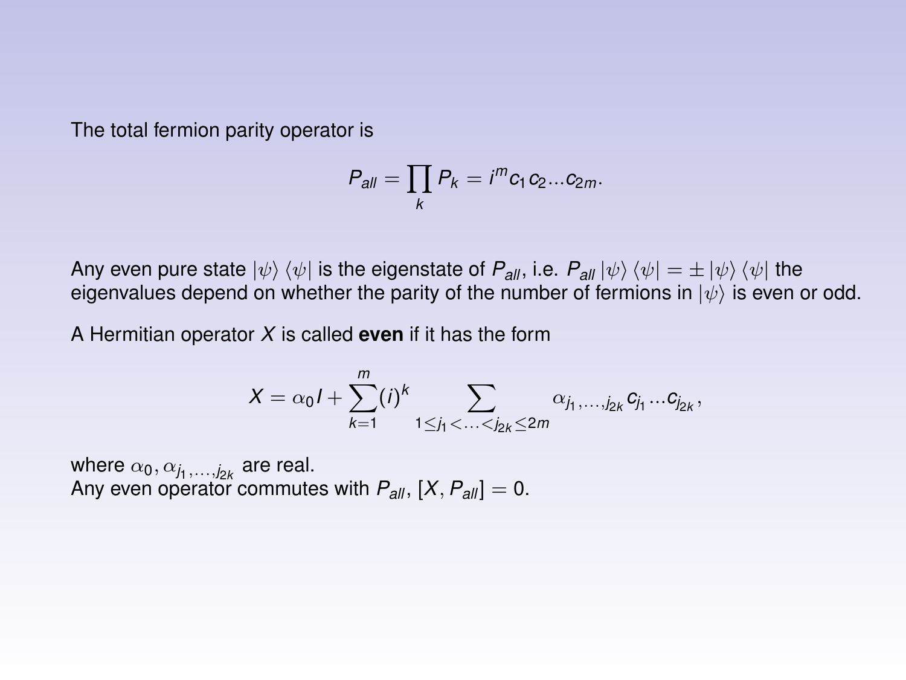The total fermion parity operator is

$$P_{all} = \prod_k P_k = i^m c_1 c_2 ... c_{2m}.$$

Any even pure state $|\psi\rangle\langle\psi|$ is the eigenstate of $P_{all}$, i.e. $P_{all}|\psi\rangle\langle\psi| = \pm|\psi\rangle\langle\psi|$ the eigenvalues depend on whether the parity of the number of fermions in $|\psi\rangle$ is even or odd.

A Hermitian operator $X$ is called **even** if it has the form

$$X = \alpha_0 I + \sum_{k=1}^{m} (i)^k \sum_{1 \leq j_1 < \ldots < j_{2k} \leq 2m} \alpha_{j_1,\ldots,j_{2k}} c_{j_1} ... c_{j_{2k}},$$

where $\alpha_0, \alpha_{j_1,\ldots,j_{2k}}$ are real.
Any even operator commutes with $P_{all}$, $[X, P_{all}] = 0$.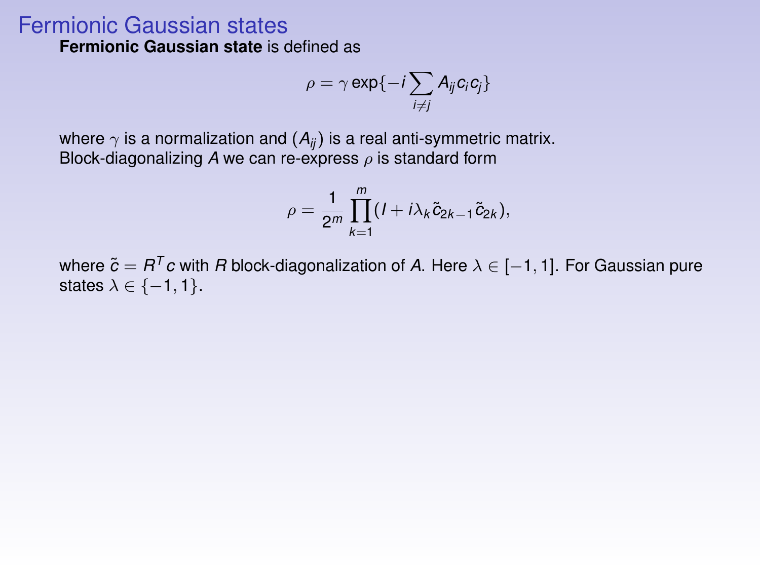# Fermionic Gaussian states

**Fermionic Gaussian state** is defined as

$$\rho = \gamma \exp\{-i \sum_{i \neq j} A_{ij} c_i c_j\}$$

where $\gamma$ is a normalization and $(A_{ij})$ is a real anti-symmetric matrix.
Block-diagonalizing $A$ we can re-express $\rho$ is standard form

$$\rho = \frac{1}{2^m} \prod_{k=1}^{m} (I + i\lambda_k \tilde{c}_{2k-1} \tilde{c}_{2k}),$$

where $\tilde{c} = R^T c$ with $R$ block-diagonalization of $A$. Here $\lambda \in [-1, 1]$. For Gaussian pure states $\lambda \in \{-1, 1\}$.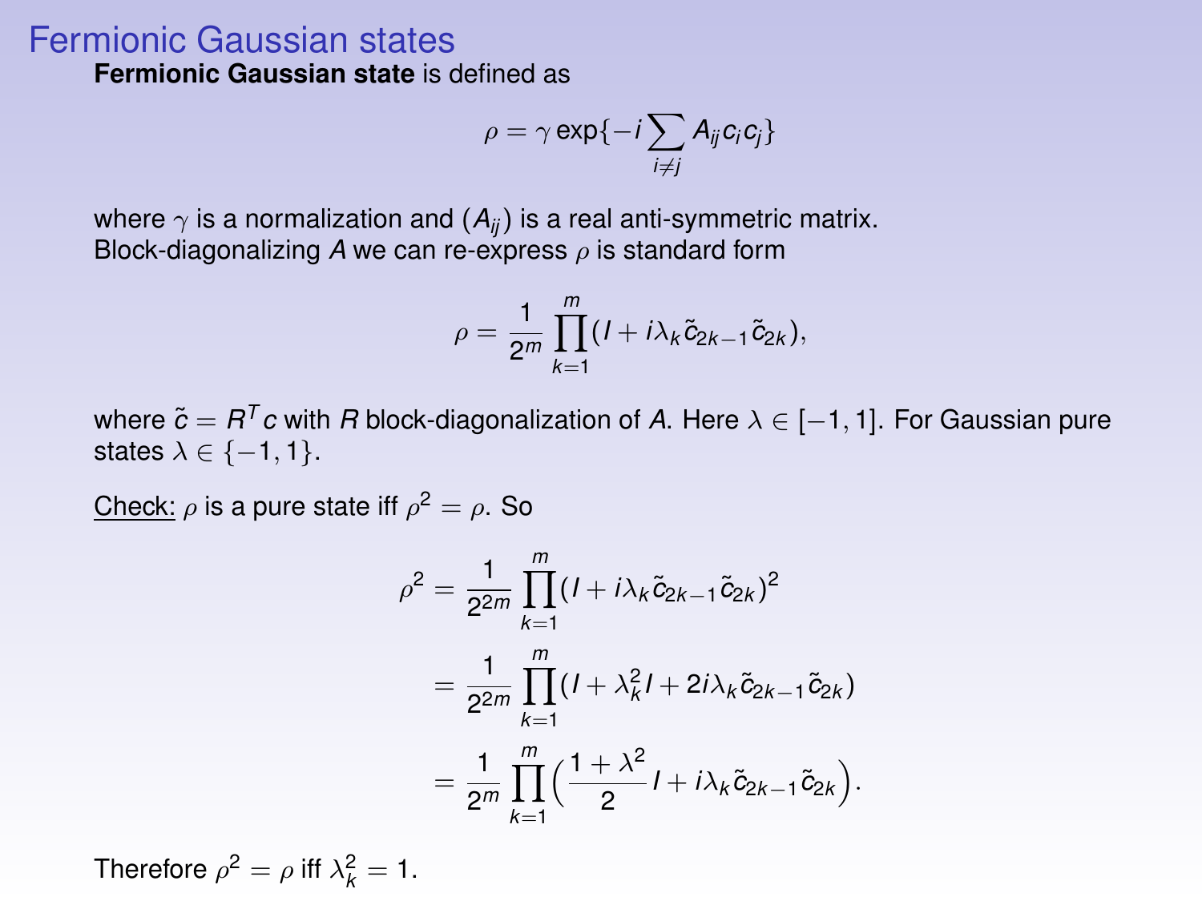# Fermionic Gaussian states

**Fermionic Gaussian state** is defined as

$$\rho = \gamma \exp\{-i \sum_{i \neq j} A_{ij} c_i c_j\}$$

where $\gamma$ is a normalization and $(A_{ij})$ is a real anti-symmetric matrix. Block-diagonalizing $A$ we can re-express $\rho$ is standard form

$$\rho = \frac{1}{2^m} \prod_{k=1}^{m} (I + i\lambda_k \tilde{c}_{2k-1} \tilde{c}_{2k}),$$

where $\tilde{c} = R^T c$ with $R$ block-diagonalization of $A$. Here $\lambda \in [-1, 1]$. For Gaussian pure states $\lambda \in \{-1, 1\}$.

Check: $\rho$ is a pure state iff $\rho^2 = \rho$. So

$$\begin{aligned}
\rho^2 &= \frac{1}{2^{2m}} \prod_{k=1}^{m} (I + i\lambda_k \tilde{c}_{2k-1} \tilde{c}_{2k})^2 \\
&= \frac{1}{2^{2m}} \prod_{k=1}^{m} (I + \lambda_k^2 I + 2i\lambda_k \tilde{c}_{2k-1} \tilde{c}_{2k}) \\
&= \frac{1}{2^m} \prod_{k=1}^{m} \Big( \frac{1 + \lambda^2}{2} I + i\lambda_k \tilde{c}_{2k-1} \tilde{c}_{2k} \Big).
\end{aligned}$$

Therefore $\rho^2 = \rho$ iff $\lambda_k^2 = 1$.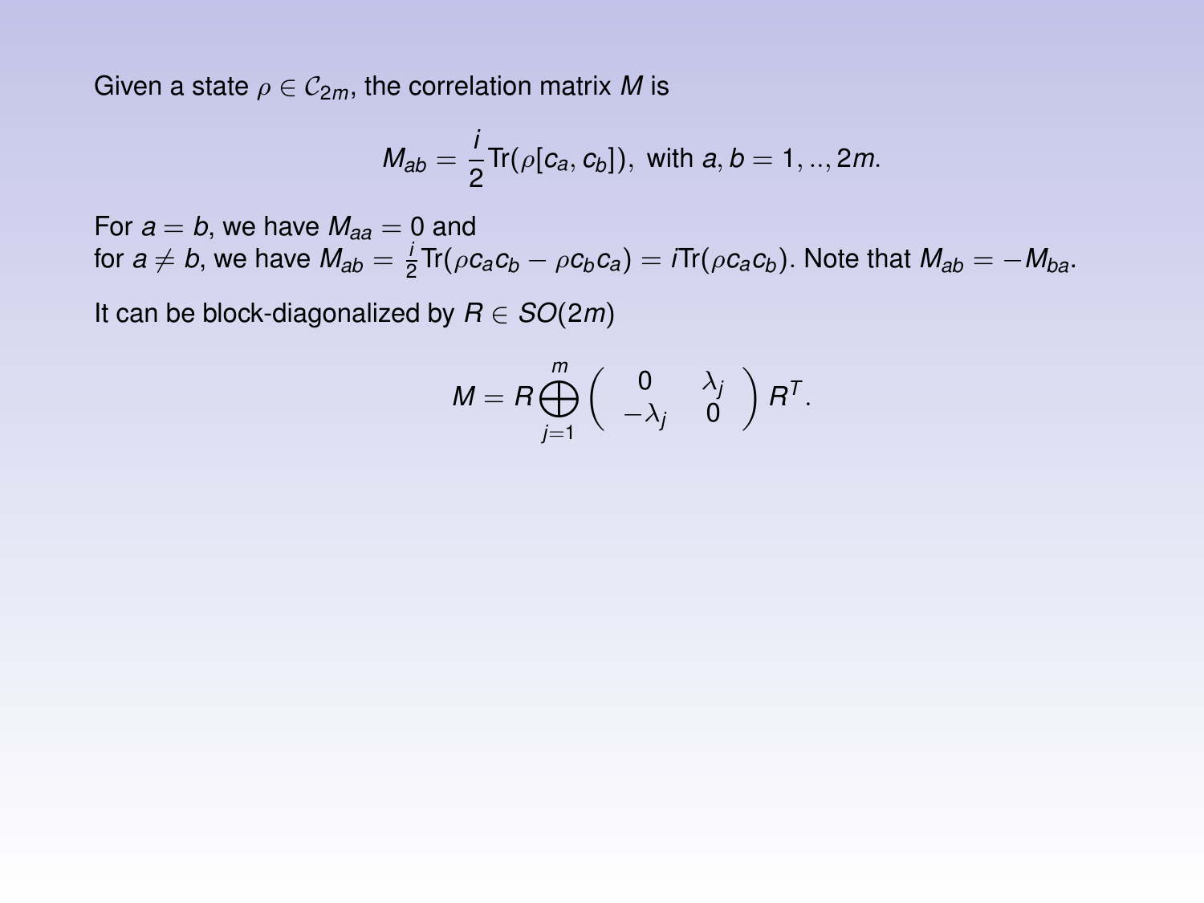Given a state $\rho \in \mathcal{C}_{2m}$, the correlation matrix $M$ is

$$M_{ab} = \frac{i}{2}\text{Tr}(\rho[c_a, c_b]), \text{ with } a, b = 1, .., 2m.$$

For $a = b$, we have $M_{aa} = 0$ and
for $a \neq b$, we have $M_{ab} = \frac{i}{2}\text{Tr}(\rho c_a c_b - \rho c_b c_a) = i\text{Tr}(\rho c_a c_b)$. Note that $M_{ab} = -M_{ba}$.

It can be block-diagonalized by $R \in SO(2m)$

$$M = R \bigoplus_{j=1}^{m} \begin{pmatrix} 0 & \lambda_j \\ -\lambda_j & 0 \end{pmatrix} R^T.$$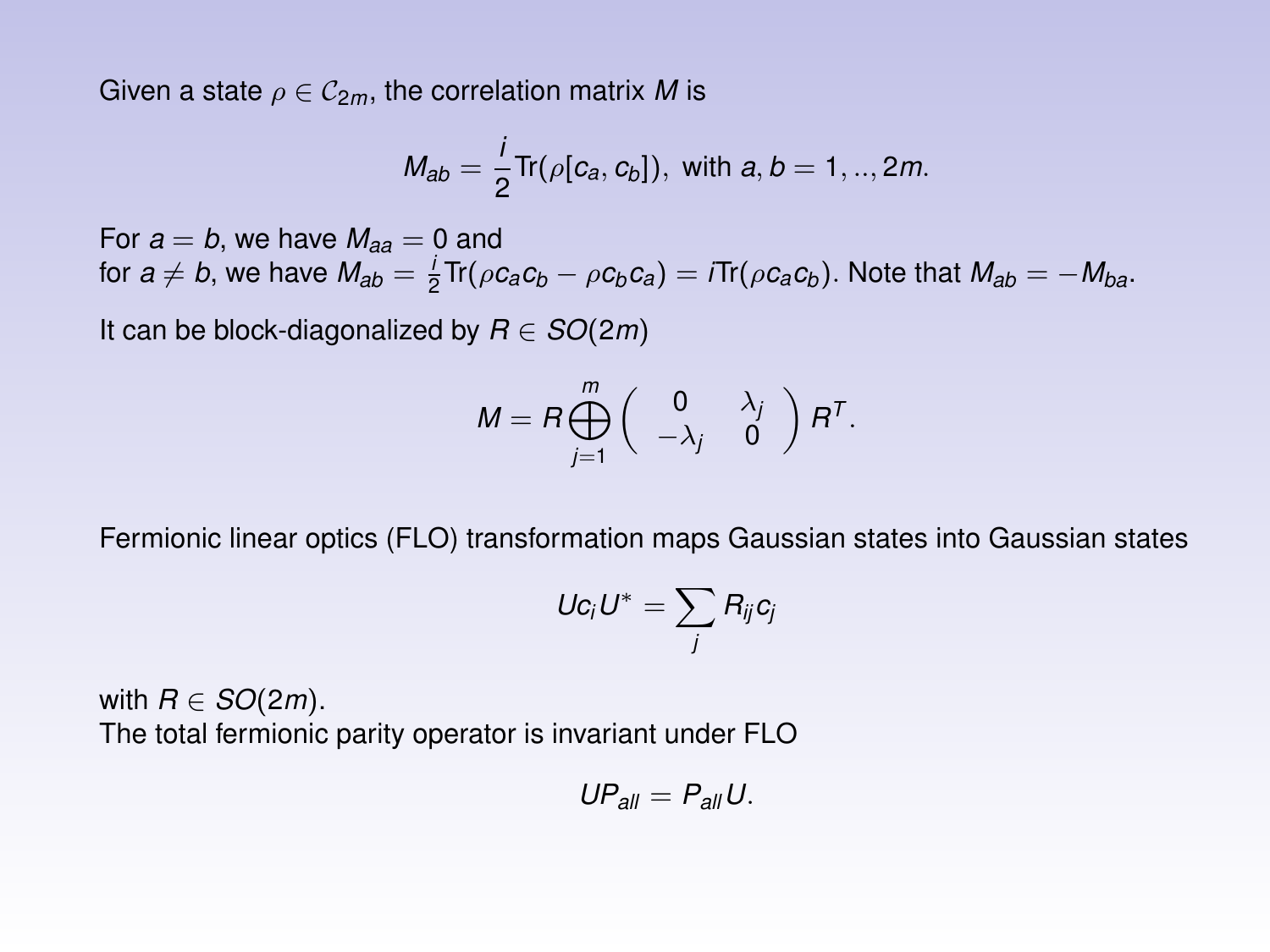Given a state $\rho \in \mathcal{C}_{2m}$, the correlation matrix $M$ is

$$M_{ab} = \frac{i}{2}\mathrm{Tr}(\rho[c_a, c_b]), \text{ with } a, b = 1, .., 2m.$$

For $a = b$, we have $M_{aa} = 0$ and
for $a \neq b$, we have $M_{ab} = \frac{i}{2}\mathrm{Tr}(\rho c_a c_b - \rho c_b c_a) = i\mathrm{Tr}(\rho c_a c_b)$. Note that $M_{ab} = -M_{ba}$.

It can be block-diagonalized by $R \in SO(2m)$

$$M = R \bigoplus_{j=1}^{m} \begin{pmatrix} 0 & \lambda_j \\ -\lambda_j & 0 \end{pmatrix} R^T.$$

Fermionic linear optics (FLO) transformation maps Gaussian states into Gaussian states

$$U c_i U^* = \sum_j R_{ij} c_j$$

with $R \in SO(2m)$.
The total fermionic parity operator is invariant under FLO

$$U P_{all} = P_{all} U.$$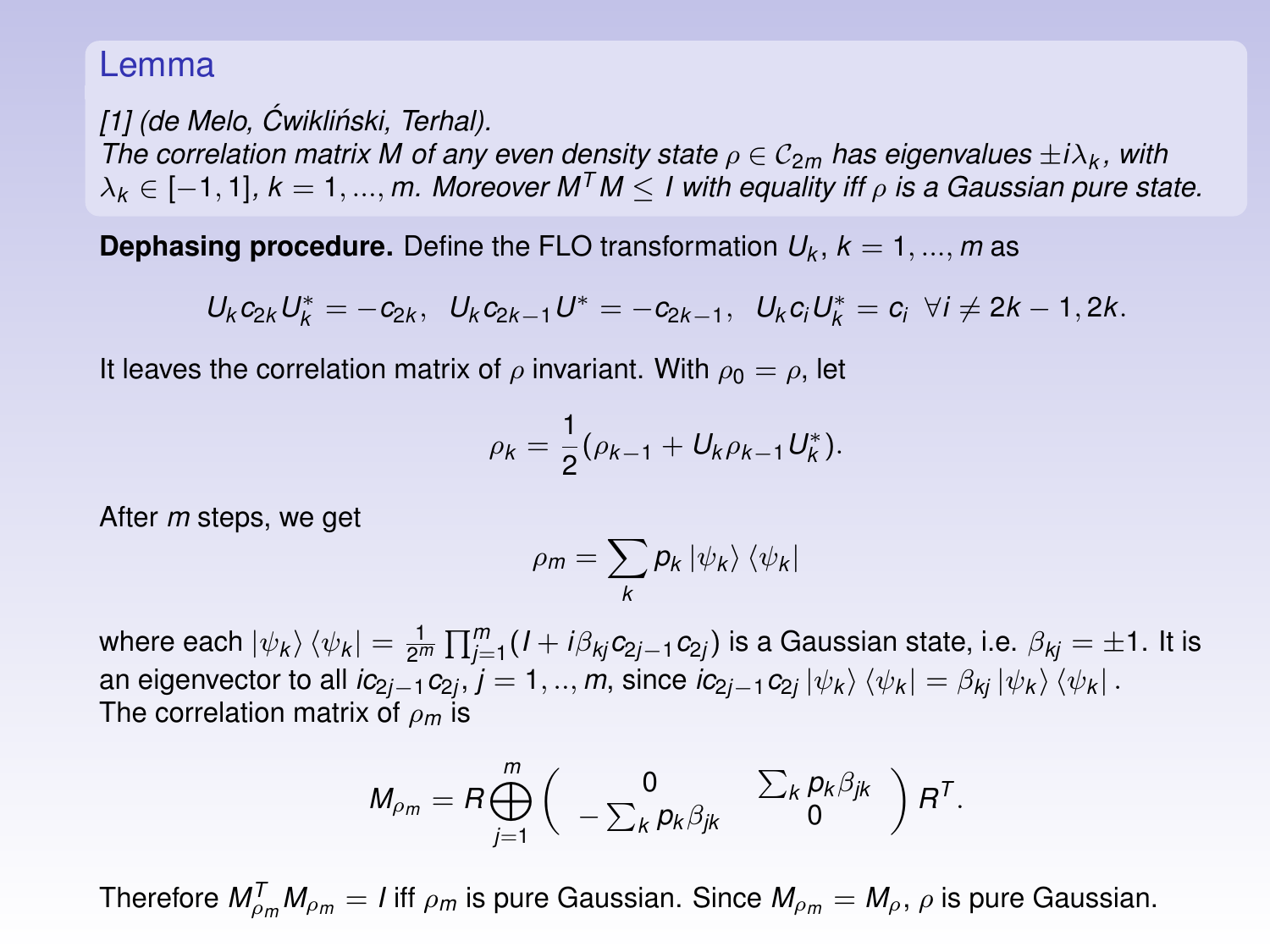## Lemma

*[1] (de Melo, Ćwikliński, Terhal).*
*The correlation matrix $M$ of any even density state $\rho \in \mathcal{C}_{2m}$ has eigenvalues $\pm i\lambda_k$, with $\lambda_k \in [-1, 1]$, $k = 1, ..., m$. Moreover $M^T M \leq I$ with equality iff $\rho$ is a Gaussian pure state.*

**Dephasing procedure.** Define the FLO transformation $U_k$, $k = 1, ..., m$ as

$$U_k c_{2k} U_k^* = -c_{2k}, \;\; U_k c_{2k-1} U^* = -c_{2k-1}, \;\; U_k c_i U_k^* = c_i \;\; \forall i \neq 2k-1, 2k.$$

It leaves the correlation matrix of $\rho$ invariant. With $\rho_0 = \rho$, let

$$\rho_k = \frac{1}{2}(\rho_{k-1} + U_k \rho_{k-1} U_k^*).$$

After $m$ steps, we get

$$\rho_m = \sum_k p_k \left|\psi_k\right\rangle \left\langle\psi_k\right|$$

where each $\left|\psi_k\right\rangle \left\langle\psi_k\right| = \frac{1}{2^m} \prod_{j=1}^m (I + i\beta_{kj} c_{2j-1} c_{2j})$ is a Gaussian state, i.e. $\beta_{kj} = \pm 1$. It is an eigenvector to all $ic_{2j-1}c_{2j}$, $j = 1, .., m$, since $ic_{2j-1}c_{2j} \left|\psi_k\right\rangle \left\langle\psi_k\right| = \beta_{kj} \left|\psi_k\right\rangle \left\langle\psi_k\right|$.
The correlation matrix of $\rho_m$ is

$$M_{\rho_m} = R \bigoplus_{j=1}^m \begin{pmatrix} 0 & \sum_k p_k \beta_{jk} \\ -\sum_k p_k \beta_{jk} & 0 \end{pmatrix} R^T.$$

Therefore $M_{\rho_m}^T M_{\rho_m} = I$ iff $\rho_m$ is pure Gaussian. Since $M_{\rho_m} = M_\rho$, $\rho$ is pure Gaussian.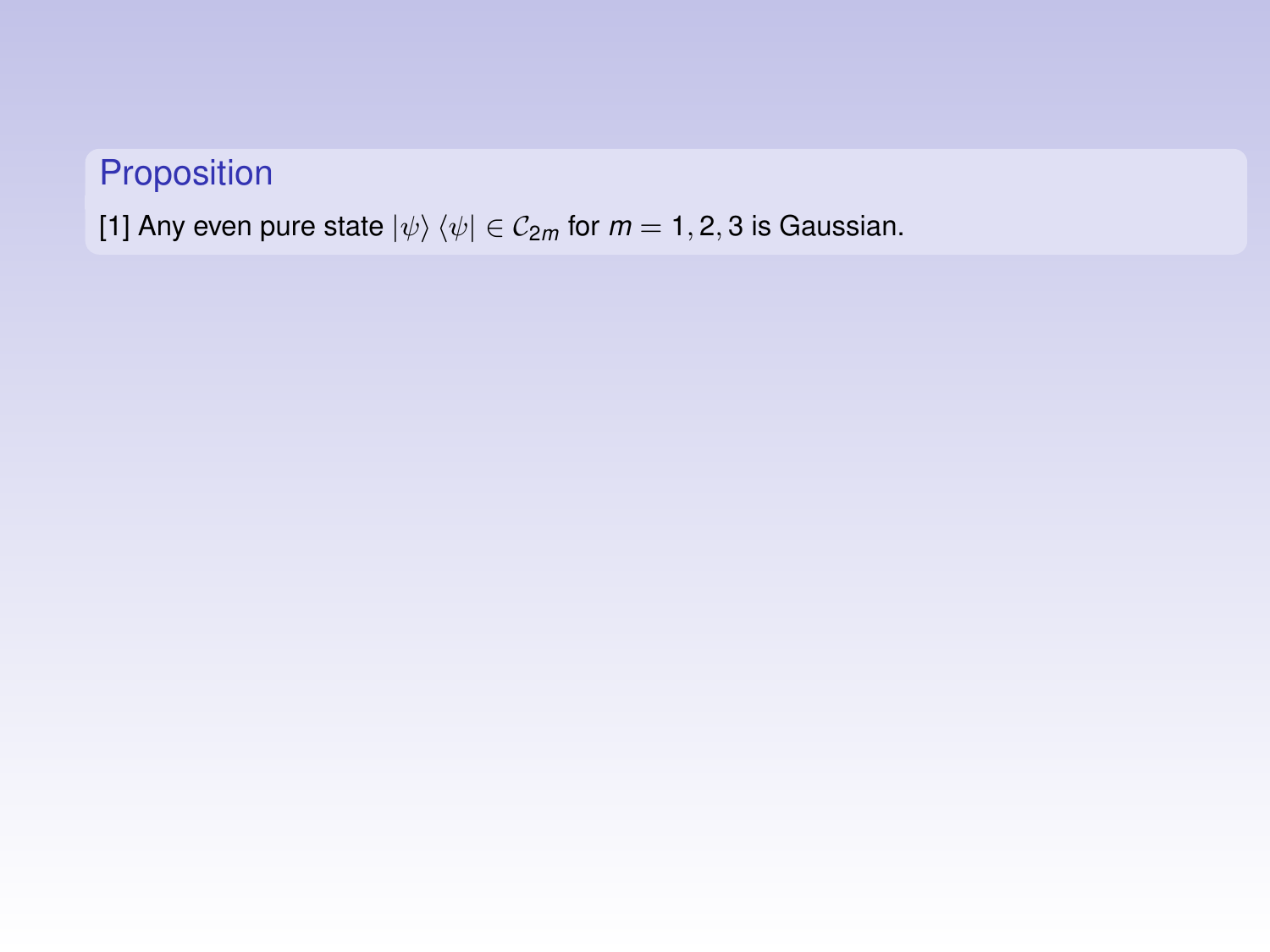## Proposition

[1] Any even pure state $|\psi\rangle\langle\psi| \in \mathcal{C}_{2m}$ for $m = 1, 2, 3$ is Gaussian.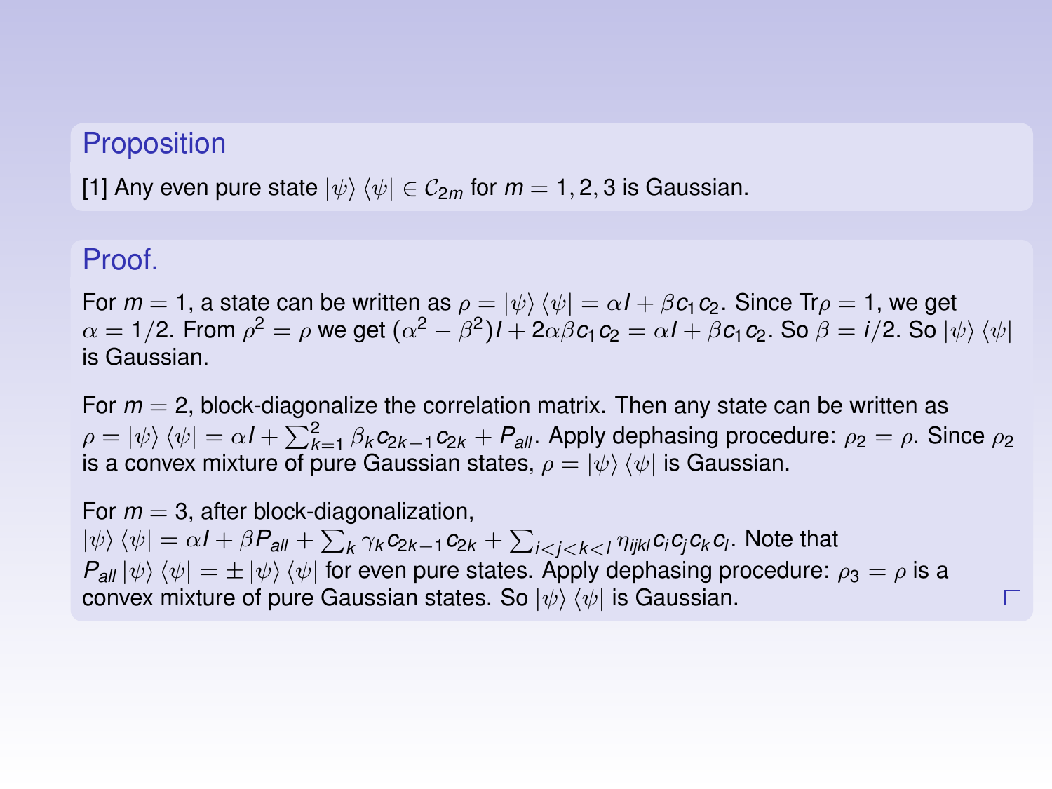## Proposition

[1] Any even pure state $|\psi\rangle\langle\psi| \in \mathcal{C}_{2m}$ for $m = 1, 2, 3$ is Gaussian.

## Proof.

For $m = 1$, a state can be written as $\rho = |\psi\rangle\langle\psi| = \alpha I + \beta c_1 c_2$. Since $\mathrm{Tr}\rho = 1$, we get $\alpha = 1/2$. From $\rho^2 = \rho$ we get $(\alpha^2 - \beta^2)I + 2\alpha\beta c_1 c_2 = \alpha I + \beta c_1 c_2$. So $\beta = i/2$. So $|\psi\rangle\langle\psi|$ is Gaussian.

For $m = 2$, block-diagonalize the correlation matrix. Then any state can be written as $\rho = |\psi\rangle\langle\psi| = \alpha I + \sum_{k=1}^{2} \beta_k c_{2k-1} c_{2k} + P_{all}$. Apply dephasing procedure: $\rho_2 = \rho$. Since $\rho_2$ is a convex mixture of pure Gaussian states, $\rho = |\psi\rangle\langle\psi|$ is Gaussian.

For $m = 3$, after block-diagonalization,
$|\psi\rangle\langle\psi| = \alpha I + \beta P_{all} + \sum_k \gamma_k c_{2k-1} c_{2k} + \sum_{i<j<k<l} \eta_{ijkl} c_i c_j c_k c_l$. Note that $P_{all}|\psi\rangle\langle\psi| = \pm|\psi\rangle\langle\psi|$ for even pure states. Apply dephasing procedure: $\rho_3 = \rho$ is a convex mixture of pure Gaussian states. So $|\psi\rangle\langle\psi|$ is Gaussian. □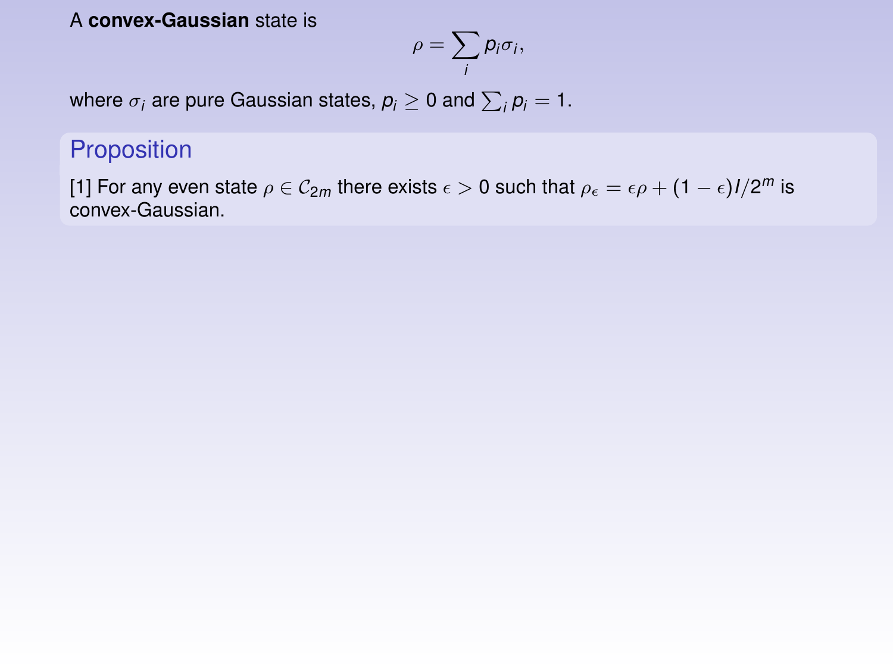A **convex-Gaussian** state is

$$\rho = \sum_i p_i \sigma_i,$$

where $\sigma_i$ are pure Gaussian states, $p_i \geq 0$ and $\sum_i p_i = 1$.

### Proposition

[1] For any even state $\rho \in \mathcal{C}_{2m}$ there exists $\epsilon > 0$ such that $\rho_\epsilon = \epsilon\rho + (1-\epsilon)I/2^m$ is convex-Gaussian.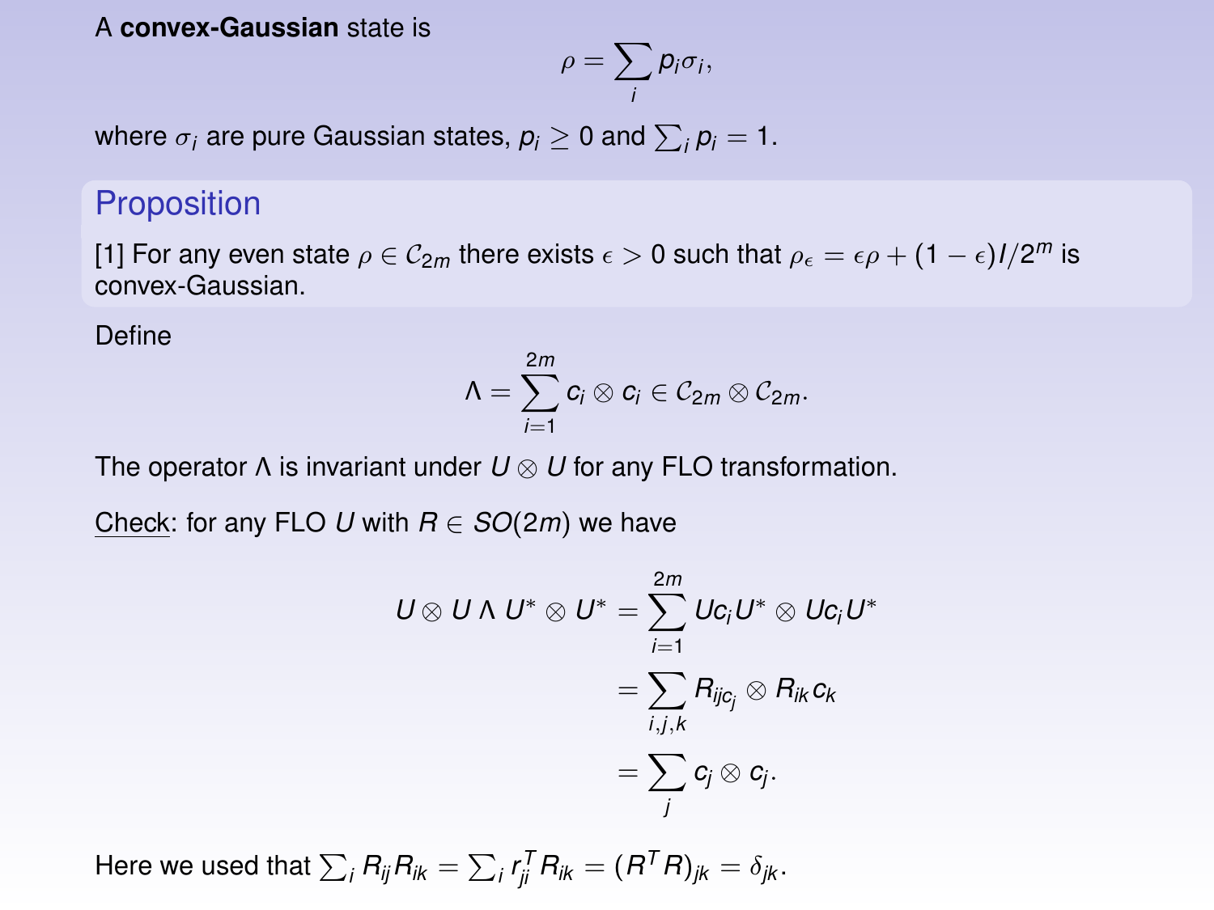A **convex-Gaussian** state is

$$\rho = \sum_i p_i \sigma_i,$$

where $\sigma_i$ are pure Gaussian states, $p_i \geq 0$ and $\sum_i p_i = 1$.

### Proposition

[1] For any even state $\rho \in \mathcal{C}_{2m}$ there exists $\epsilon > 0$ such that $\rho_\epsilon = \epsilon\rho + (1-\epsilon)I/2^m$ is convex-Gaussian.

Define

$$\Lambda = \sum_{i=1}^{2m} c_i \otimes c_i \in \mathcal{C}_{2m} \otimes \mathcal{C}_{2m}.$$

The operator $\Lambda$ is invariant under $U \otimes U$ for any FLO transformation.

Check: for any FLO $U$ with $R \in SO(2m)$ we have

$$\begin{aligned} U \otimes U \, \Lambda \, U^* \otimes U^* &= \sum_{i=1}^{2m} U c_i U^* \otimes U c_i U^* \\ &= \sum_{i,j,k} R_{ij c_j} \otimes R_{ik} c_k \\ &= \sum_j c_j \otimes c_j. \end{aligned}$$

Here we used that $\sum_i R_{ij} R_{ik} = \sum_i r^T_{ji} R_{ik} = (R^T R)_{jk} = \delta_{jk}$.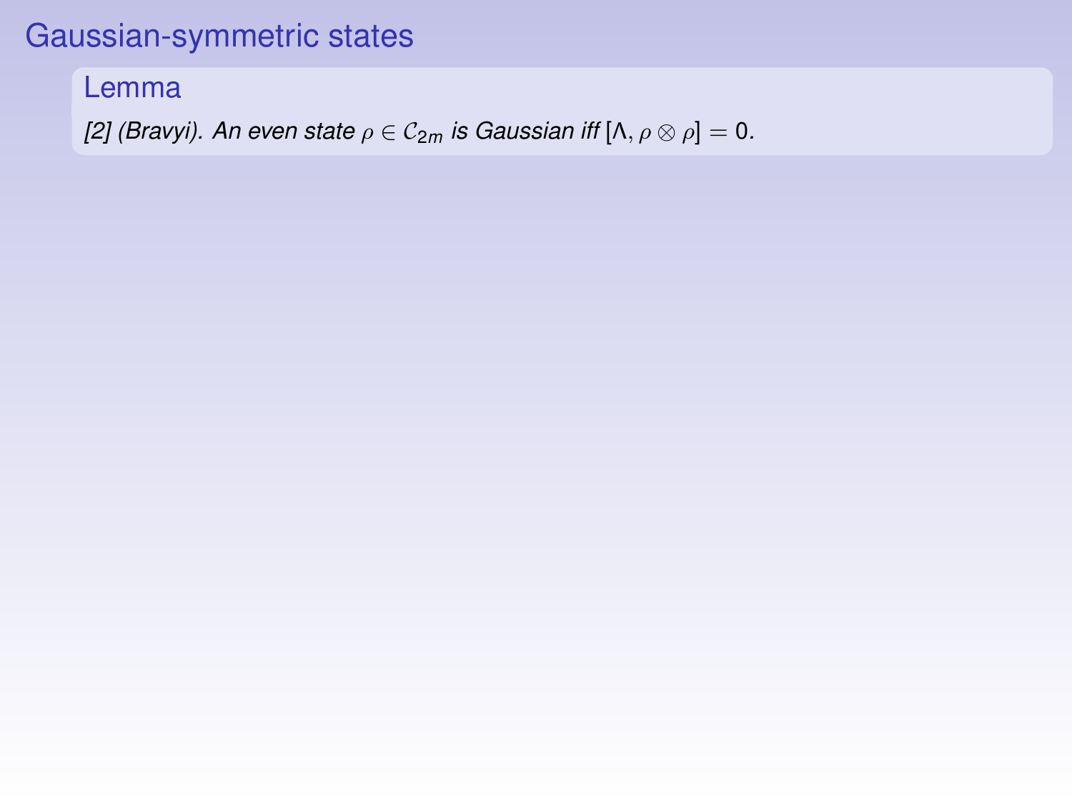# Gaussian-symmetric states

## Lemma

*[2] (Bravyi). An even state $\rho \in \mathcal{C}_{2m}$ is Gaussian iff $[\Lambda, \rho \otimes \rho] = 0$.*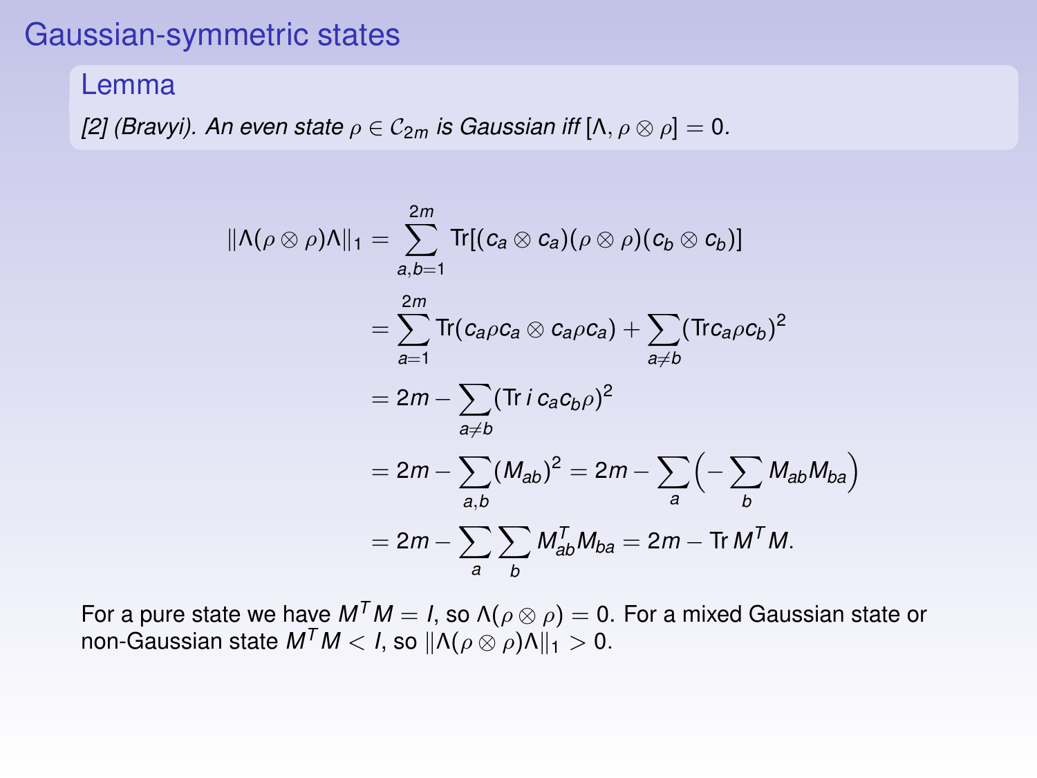# Gaussian-symmetric states

## Lemma

*[2] (Bravyi). An even state $\rho \in \mathcal{C}_{2m}$ is Gaussian iff $[\Lambda, \rho \otimes \rho] = 0$.*

$$
\begin{aligned}
\|\Lambda(\rho \otimes \rho)\Lambda\|_1 &= \sum_{a,b=1}^{2m} \mathrm{Tr}[(c_a \otimes c_a)(\rho \otimes \rho)(c_b \otimes c_b)] \\
&= \sum_{a=1}^{2m} \mathrm{Tr}(c_a \rho c_a \otimes c_a \rho c_a) + \sum_{a \neq b} (\mathrm{Tr} c_a \rho c_b)^2 \\
&= 2m - \sum_{a \neq b} (\mathrm{Tr}\, i\, c_a c_b \rho)^2 \\
&= 2m - \sum_{a,b} (M_{ab})^2 = 2m - \sum_a \Big( -\sum_b M_{ab} M_{ba} \Big) \\
&= 2m - \sum_a \sum_b M^T_{ab} M_{ba} = 2m - \mathrm{Tr}\, M^T M.
\end{aligned}
$$

For a pure state we have $M^T M = I$, so $\Lambda(\rho \otimes \rho) = 0$. For a mixed Gaussian state or non-Gaussian state $M^T M < I$, so $\|\Lambda(\rho \otimes \rho)\Lambda\|_1 > 0$.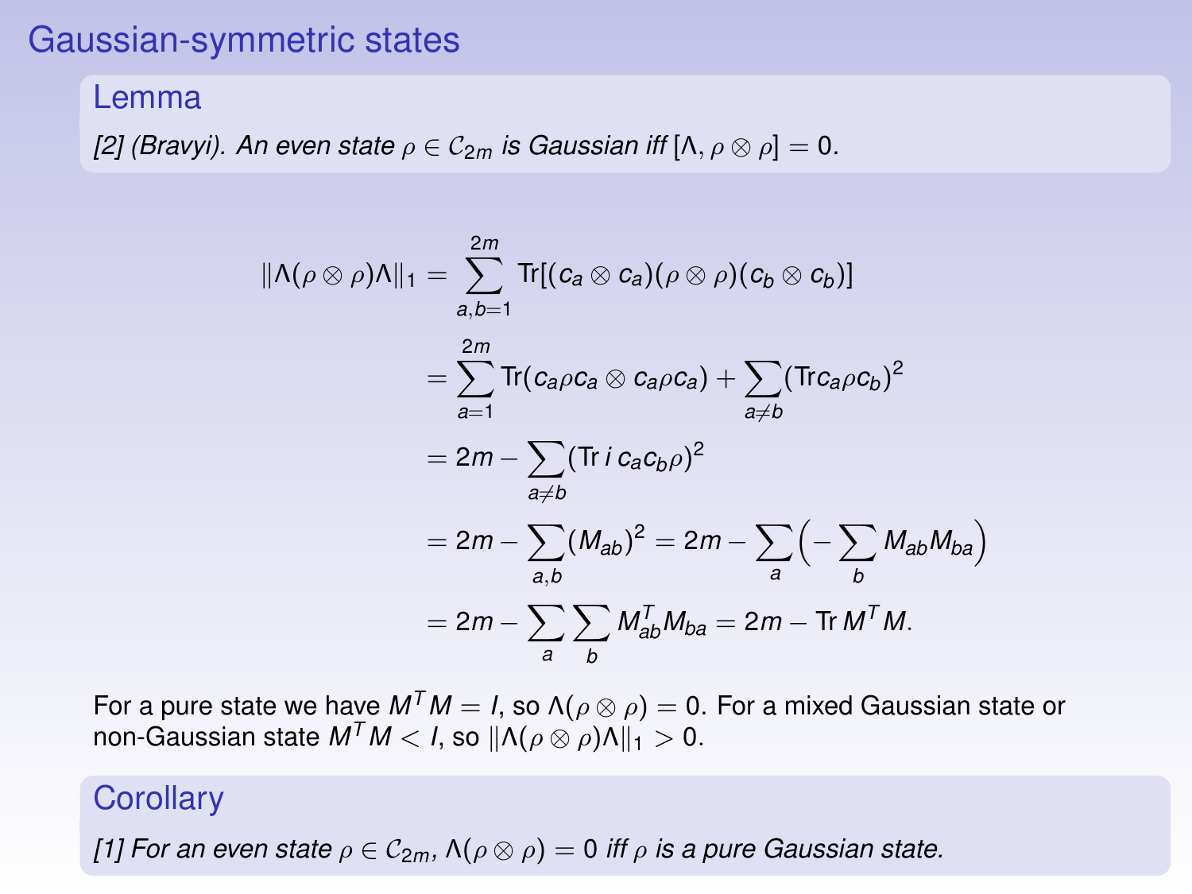# Gaussian-symmetric states

### Lemma

*[2] (Bravyi). An even state $\rho \in \mathcal{C}_{2m}$ is Gaussian iff $[\Lambda, \rho \otimes \rho] = 0$.*

$$
\begin{aligned}
\|\Lambda(\rho \otimes \rho)\Lambda\|_1 &= \sum_{a,b=1}^{2m} \mathrm{Tr}[(c_a \otimes c_a)(\rho \otimes \rho)(c_b \otimes c_b)] \\
&= \sum_{a=1}^{2m} \mathrm{Tr}(c_a \rho c_a \otimes c_a \rho c_a) + \sum_{a \neq b} (\mathrm{Tr} c_a \rho c_b)^2 \\
&= 2m - \sum_{a \neq b} (\mathrm{Tr}\, i\, c_a c_b \rho)^2 \\
&= 2m - \sum_{a,b} (M_{ab})^2 = 2m - \sum_a \Big( -\sum_b M_{ab} M_{ba} \Big) \\
&= 2m - \sum_a \sum_b M^T_{ab} M_{ba} = 2m - \mathrm{Tr}\, M^T M.
\end{aligned}
$$

For a pure state we have $M^T M = I$, so $\Lambda(\rho \otimes \rho) = 0$. For a mixed Gaussian state or non-Gaussian state $M^T M < I$, so $\|\Lambda(\rho \otimes \rho)\Lambda\|_1 > 0$.

### Corollary

*[1] For an even state $\rho \in \mathcal{C}_{2m}$, $\Lambda(\rho \otimes \rho) = 0$ iff $\rho$ is a pure Gaussian state.*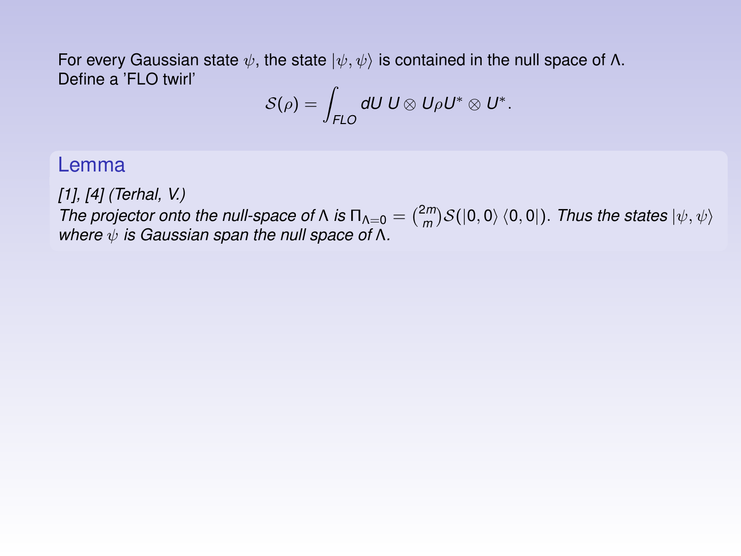For every Gaussian state $\psi$, the state $|\psi, \psi\rangle$ is contained in the null space of $\Lambda$.
Define a 'FLO twirl'

$$\mathcal{S}(\rho) = \int_{FLO} dU \, U \otimes U \rho U^* \otimes U^*.$$

### Lemma

*[1], [4] (Terhal, V.)*
*The projector onto the null-space of $\Lambda$ is $\Pi_{\Lambda=0} = \binom{2m}{m} \mathcal{S}(|0,0\rangle\langle 0,0|)$. Thus the states $|\psi,\psi\rangle$ where $\psi$ is Gaussian span the null space of $\Lambda$.*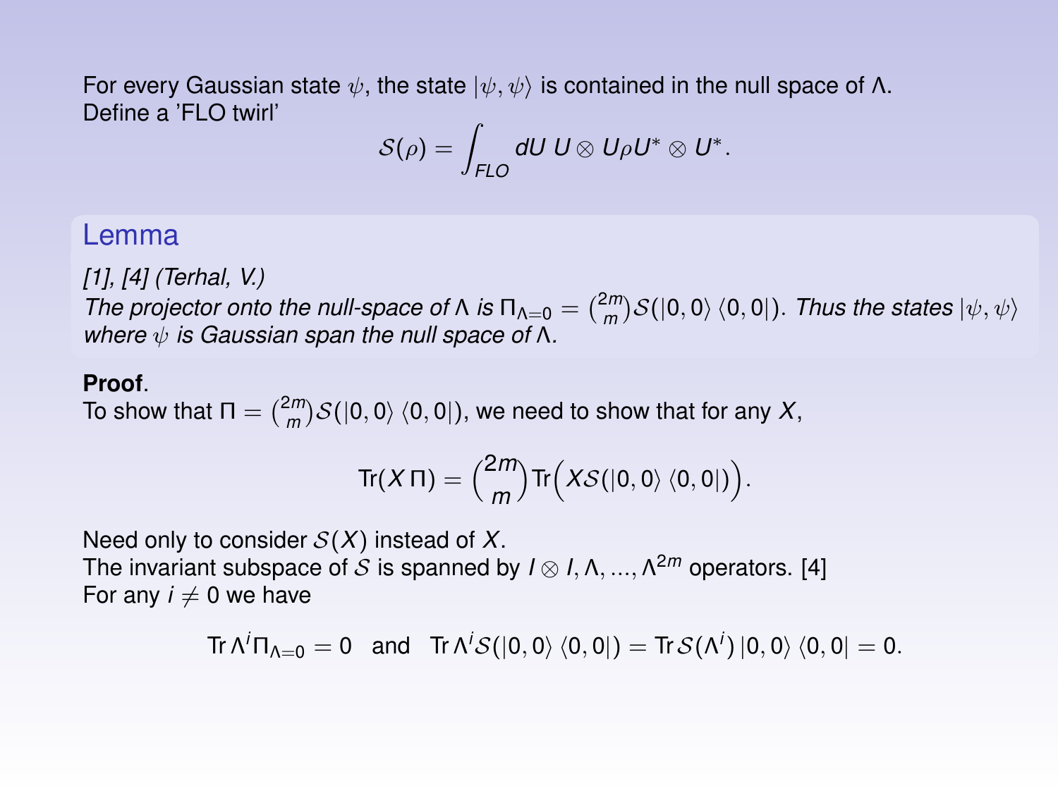For every Gaussian state $\psi$, the state $|\psi, \psi\rangle$ is contained in the null space of $\Lambda$.
Define a 'FLO twirl'

$$\mathcal{S}(\rho) = \int_{FLO} dU \, U \otimes U \rho U^* \otimes U^*.$$

### Lemma

*[1], [4] (Terhal, V.)*
*The projector onto the null-space of $\Lambda$ is $\Pi_{\Lambda=0} = \binom{2m}{m}\mathcal{S}(|0,0\rangle\langle 0,0|)$. Thus the states $|\psi, \psi\rangle$ where $\psi$ is Gaussian span the null space of $\Lambda$.*

**Proof.**
To show that $\Pi = \binom{2m}{m}\mathcal{S}(|0,0\rangle\langle 0,0|)$, we need to show that for any $X$,

$$\mathrm{Tr}(X\,\Pi) = \binom{2m}{m}\mathrm{Tr}\Big(X\mathcal{S}(|0,0\rangle\langle 0,0|)\Big).$$

Need only to consider $\mathcal{S}(X)$ instead of $X$.
The invariant subspace of $\mathcal{S}$ is spanned by $I \otimes I, \Lambda, ..., \Lambda^{2m}$ operators. [4]
For any $i \neq 0$ we have

$$\mathrm{Tr}\,\Lambda^i \Pi_{\Lambda=0} = 0 \quad \text{and} \quad \mathrm{Tr}\,\Lambda^i \mathcal{S}(|0,0\rangle\langle 0,0|) = \mathrm{Tr}\,\mathcal{S}(\Lambda^i)\,|0,0\rangle\langle 0,0| = 0.$$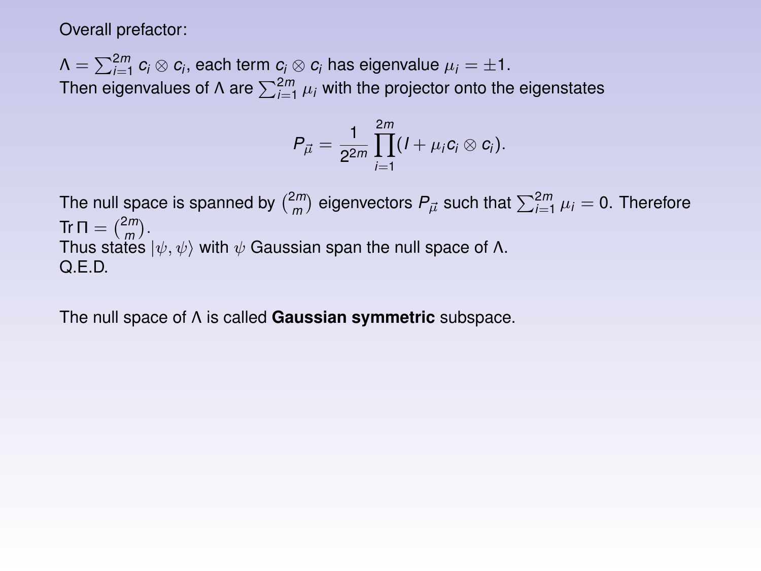Overall prefactor:

$\Lambda = \sum_{i=1}^{2m} c_i \otimes c_i$, each term $c_i \otimes c_i$ has eigenvalue $\mu_i = \pm 1$.
Then eigenvalues of $\Lambda$ are $\sum_{i=1}^{2m} \mu_i$ with the projector onto the eigenstates

$$P_{\vec{\mu}} = \frac{1}{2^{2m}} \prod_{i=1}^{2m} (I + \mu_i c_i \otimes c_i).$$

The null space is spanned by $\binom{2m}{m}$ eigenvectors $P_{\vec{\mu}}$ such that $\sum_{i=1}^{2m} \mu_i = 0$. Therefore $\operatorname{Tr} \Pi = \binom{2m}{m}$.
Thus states $|\psi, \psi\rangle$ with $\psi$ Gaussian span the null space of $\Lambda$.
Q.E.D.

The null space of $\Lambda$ is called **Gaussian symmetric** subspace.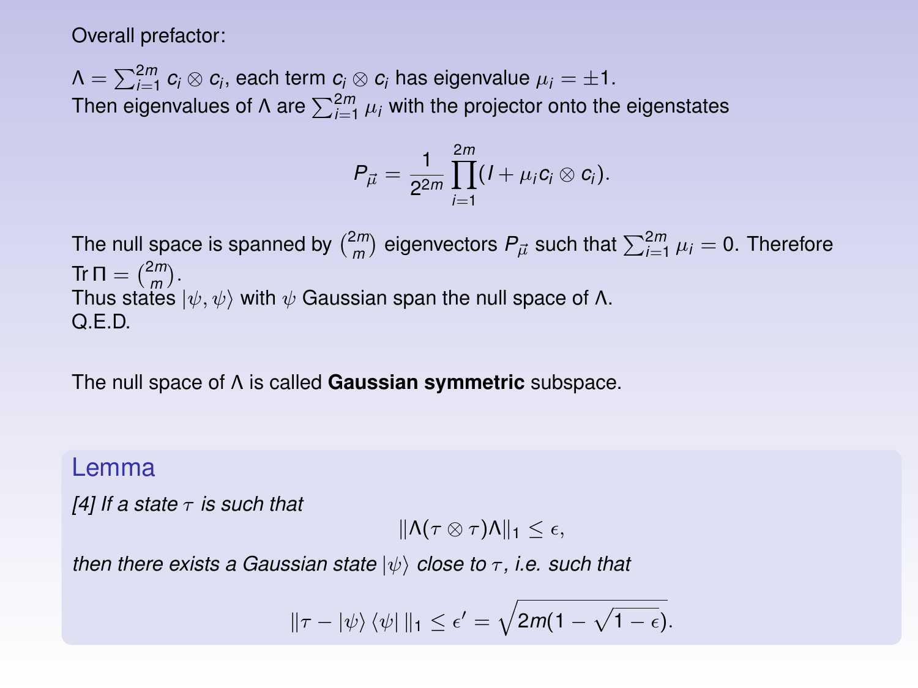Overall prefactor:

$\Lambda = \sum_{i=1}^{2m} c_i \otimes c_i$, each term $c_i \otimes c_i$ has eigenvalue $\mu_i = \pm 1$.
Then eigenvalues of $\Lambda$ are $\sum_{i=1}^{2m} \mu_i$ with the projector onto the eigenstates

$$P_{\vec{\mu}} = \frac{1}{2^{2m}} \prod_{i=1}^{2m} (I + \mu_i c_i \otimes c_i).$$

The null space is spanned by $\binom{2m}{m}$ eigenvectors $P_{\vec{\mu}}$ such that $\sum_{i=1}^{2m} \mu_i = 0$. Therefore $\mathrm{Tr}\,\Pi = \binom{2m}{m}$.
Thus states $|\psi, \psi\rangle$ with $\psi$ Gaussian span the null space of $\Lambda$.
Q.E.D.

The null space of $\Lambda$ is called **Gaussian symmetric** subspace.

### Lemma

*[4] If a state $\tau$ is such that*

$$\|\Lambda(\tau \otimes \tau)\Lambda\|_1 \leq \epsilon,$$

*then there exists a Gaussian state $|\psi\rangle$ close to $\tau$, i.e. such that*

$$\|\tau - |\psi\rangle \langle\psi|\,\|_1 \leq \epsilon' = \sqrt{2m(1 - \sqrt{1 - \epsilon})}.$$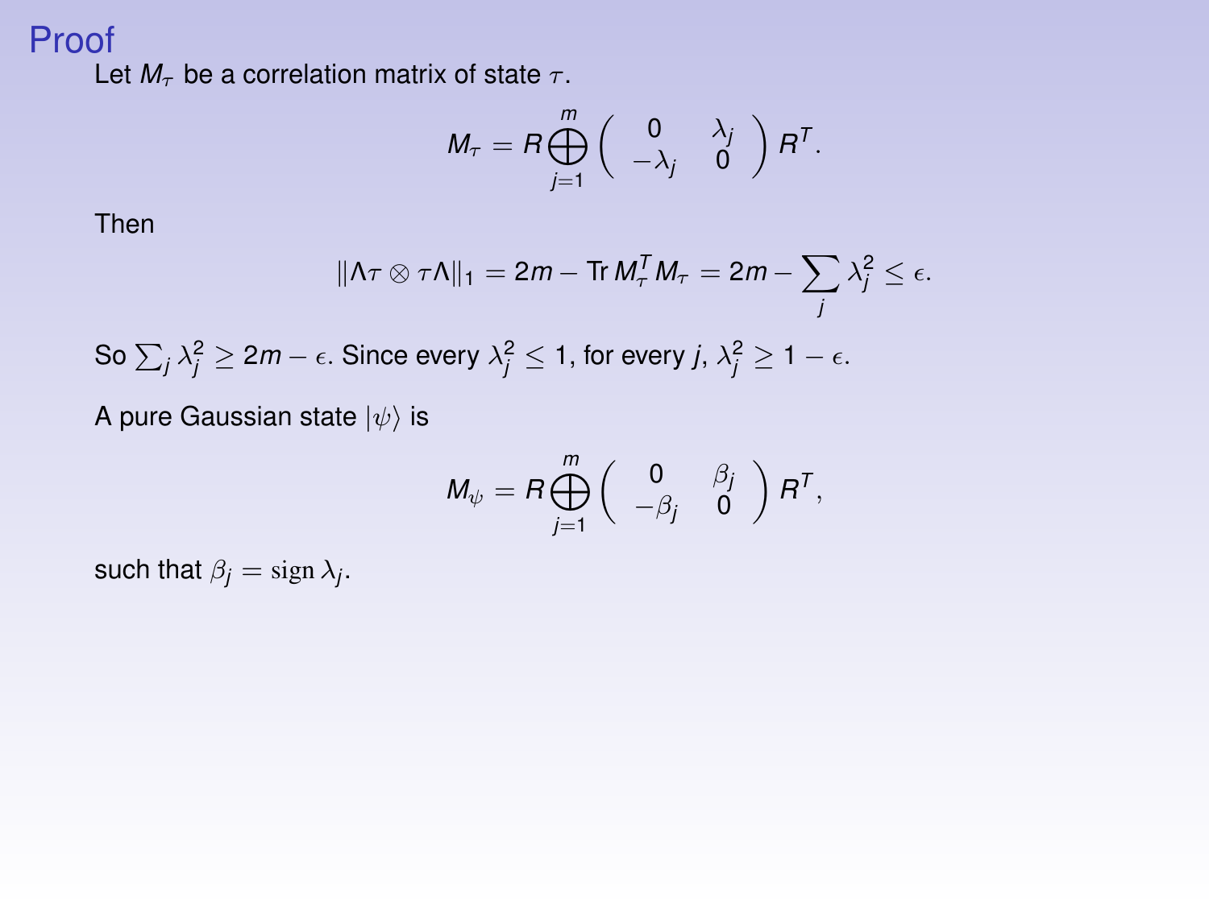# Proof

Let $M_\tau$ be a correlation matrix of state $\tau$.

$$M_\tau = R \bigoplus_{j=1}^{m} \begin{pmatrix} 0 & \lambda_j \\ -\lambda_j & 0 \end{pmatrix} R^T.$$

Then

$$\|\Lambda \tau \otimes \tau \Lambda\|_1 = 2m - \operatorname{Tr} M_\tau^T M_\tau = 2m - \sum_j \lambda_j^2 \leq \epsilon.$$

So $\sum_j \lambda_j^2 \geq 2m - \epsilon$. Since every $\lambda_j^2 \leq 1$, for every $j$, $\lambda_j^2 \geq 1 - \epsilon$.

A pure Gaussian state $|\psi\rangle$ is

$$M_\psi = R \bigoplus_{j=1}^{m} \begin{pmatrix} 0 & \beta_j \\ -\beta_j & 0 \end{pmatrix} R^T,$$

such that $\beta_j = \operatorname{sign} \lambda_j$.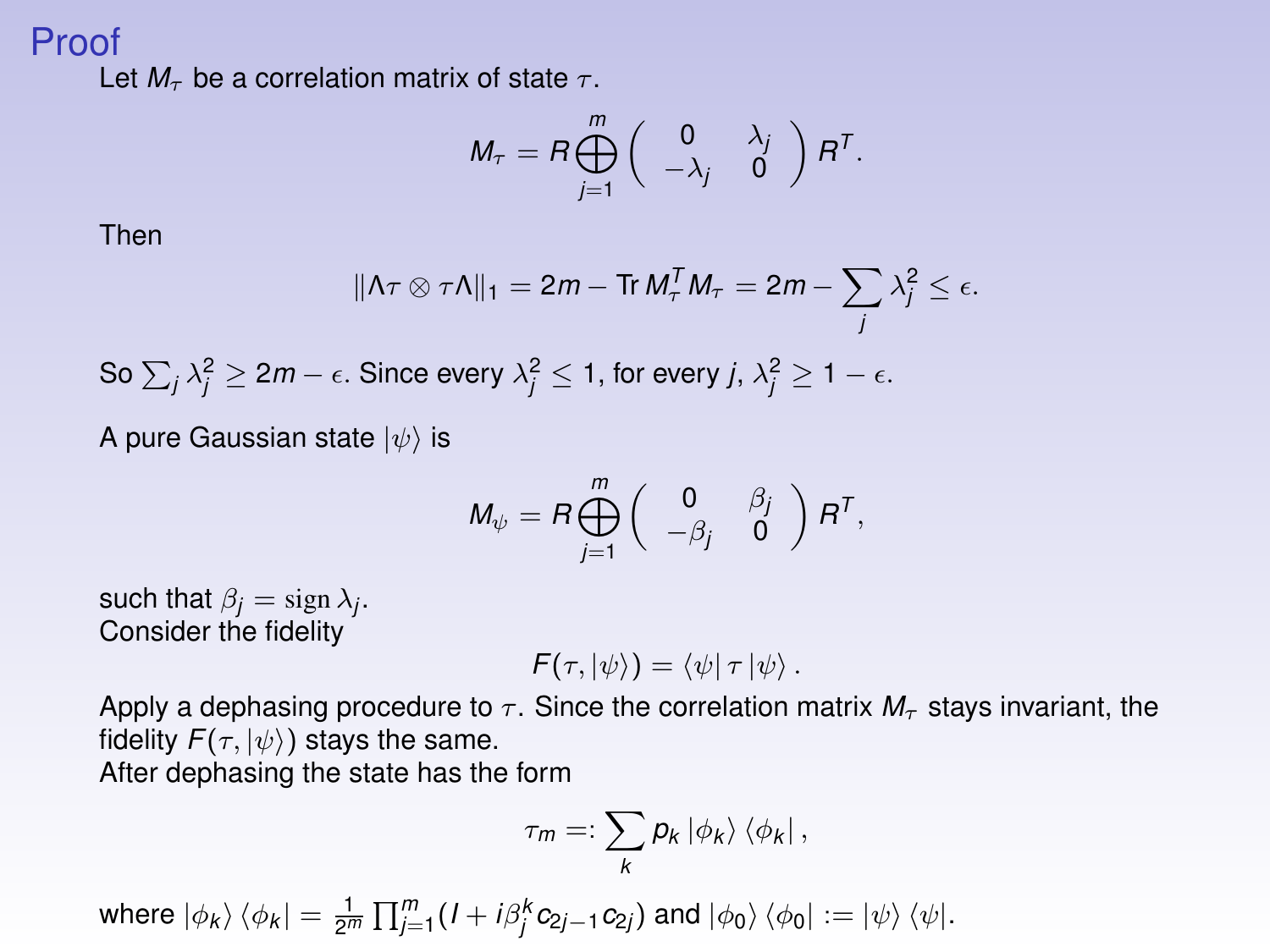# Proof

Let $M_\tau$ be a correlation matrix of state $\tau$.

$$M_\tau = R \bigoplus_{j=1}^{m} \begin{pmatrix} 0 & \lambda_j \\ -\lambda_j & 0 \end{pmatrix} R^T.$$

Then

$$\|\Lambda\tau \otimes \tau\Lambda\|_1 = 2m - \operatorname{Tr} M_\tau^T M_\tau = 2m - \sum_j \lambda_j^2 \leq \epsilon.$$

So $\sum_j \lambda_j^2 \geq 2m - \epsilon$. Since every $\lambda_j^2 \leq 1$, for every $j$, $\lambda_j^2 \geq 1 - \epsilon$.

A pure Gaussian state $|\psi\rangle$ is

$$M_\psi = R \bigoplus_{j=1}^{m} \begin{pmatrix} 0 & \beta_j \\ -\beta_j & 0 \end{pmatrix} R^T,$$

such that $\beta_j = \operatorname{sign} \lambda_j$.

Consider the fidelity

$$F(\tau, |\psi\rangle) = \langle\psi| \tau |\psi\rangle.$$

Apply a dephasing procedure to $\tau$. Since the correlation matrix $M_\tau$ stays invariant, the fidelity $F(\tau, |\psi\rangle)$ stays the same.

After dephasing the state has the form

$$\tau_m =: \sum_k p_k |\phi_k\rangle \langle\phi_k|,$$

where $|\phi_k\rangle\langle\phi_k| = \frac{1}{2^m} \prod_{j=1}^{m} (I + i\beta_j^k c_{2j-1} c_{2j})$ and $|\phi_0\rangle\langle\phi_0| := |\psi\rangle\langle\psi|$.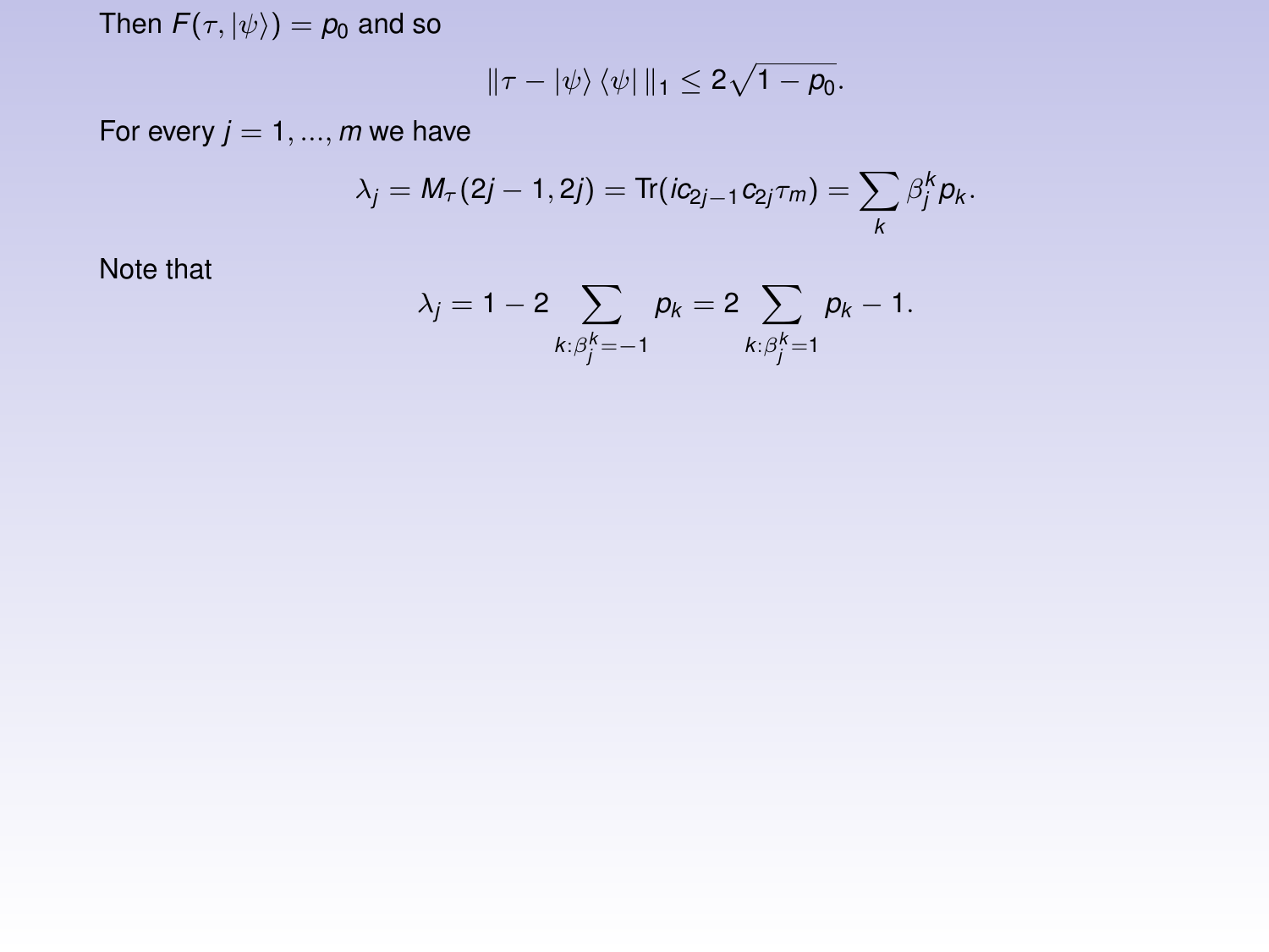Then $F(\tau, |\psi\rangle) = p_0$ and so

$$\|\tau - |\psi\rangle \langle\psi| \|_1 \leq 2\sqrt{1 - p_0}.$$

For every $j = 1, ..., m$ we have

$$\lambda_j = M_\tau(2j-1, 2j) = \mathrm{Tr}(ic_{2j-1}c_{2j}\tau_m) = \sum_k \beta_j^k p_k.$$

Note that

$$\lambda_j = 1 - 2\sum_{k:\beta_j^k=-1} p_k = 2\sum_{k:\beta_j^k=1} p_k - 1.$$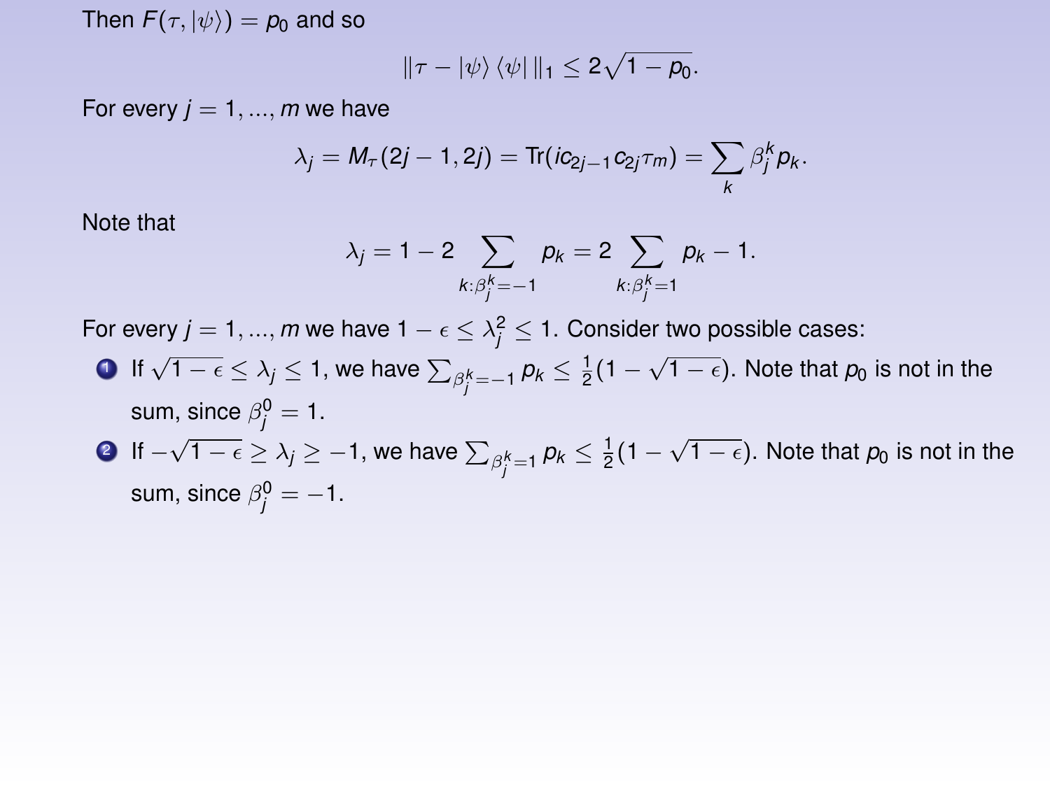Then $F(\tau, |\psi\rangle) = p_0$ and so

$$\|\tau - |\psi\rangle\langle\psi|\|_1 \leq 2\sqrt{1-p_0}.$$

For every $j = 1, ..., m$ we have

$$\lambda_j = M_\tau(2j-1, 2j) = \text{Tr}(ic_{2j-1}c_{2j}\tau_m) = \sum_k \beta_j^k p_k.$$

Note that

$$\lambda_j = 1 - 2\sum_{k:\beta_j^k=-1} p_k = 2\sum_{k:\beta_j^k=1} p_k - 1.$$

For every $j = 1, ..., m$ we have $1 - \epsilon \leq \lambda_j^2 \leq 1$. Consider two possible cases:

1. If $\sqrt{1-\epsilon} \leq \lambda_j \leq 1$, we have $\sum_{\beta_j^k=-1} p_k \leq \frac{1}{2}(1-\sqrt{1-\epsilon})$. Note that $p_0$ is not in the sum, since $\beta_j^0 = 1$.
2. If $-\sqrt{1-\epsilon} \geq \lambda_j \geq -1$, we have $\sum_{\beta_j^k=1} p_k \leq \frac{1}{2}(1-\sqrt{1-\epsilon})$. Note that $p_0$ is not in the sum, since $\beta_j^0 = -1$.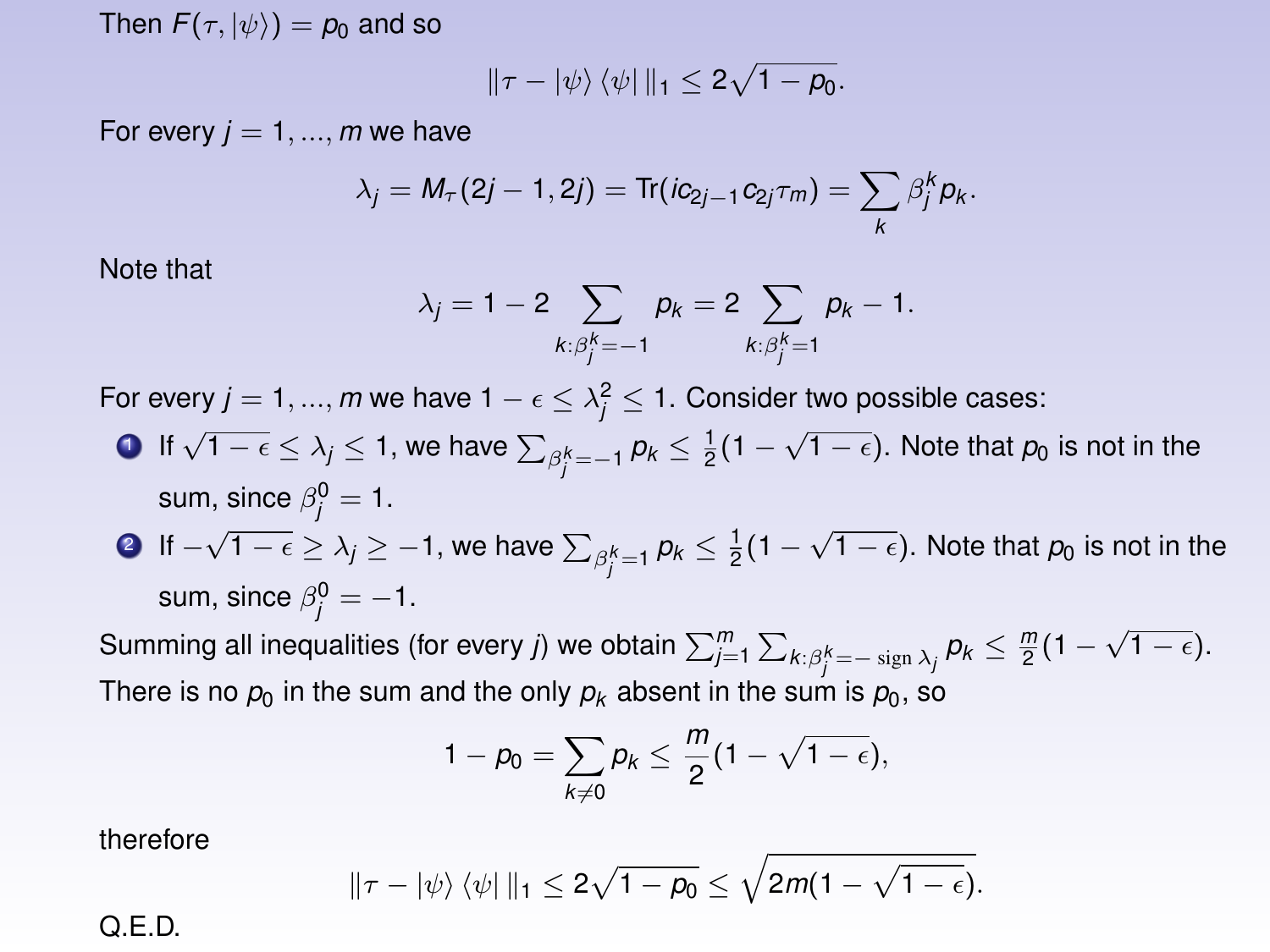Then $F(\tau, |\psi\rangle) = p_0$ and so

$$\|\tau - |\psi\rangle\langle\psi|\|_1 \leq 2\sqrt{1-p_0}.$$

For every $j = 1, ..., m$ we have

$$\lambda_j = M_\tau(2j-1, 2j) = \mathrm{Tr}(ic_{2j-1}c_{2j}\tau_m) = \sum_k \beta_j^k p_k.$$

Note that

$$\lambda_j = 1 - 2\sum_{k:\beta_j^k=-1} p_k = 2\sum_{k:\beta_j^k=1} p_k - 1.$$

For every $j = 1, ..., m$ we have $1 - \epsilon \leq \lambda_j^2 \leq 1$. Consider two possible cases:

1. If $\sqrt{1-\epsilon} \leq \lambda_j \leq 1$, we have $\sum_{\beta_j^k=-1} p_k \leq \frac{1}{2}(1 - \sqrt{1-\epsilon})$. Note that $p_0$ is not in the sum, since $\beta_j^0 = 1$.
2. If $-\sqrt{1-\epsilon} \geq \lambda_j \geq -1$, we have $\sum_{\beta_j^k=1} p_k \leq \frac{1}{2}(1 - \sqrt{1-\epsilon})$. Note that $p_0$ is not in the sum, since $\beta_j^0 = -1$.

Summing all inequalities (for every $j$) we obtain $\sum_{j=1}^m \sum_{k:\beta_j^k = -\operatorname{sign}\lambda_j} p_k \leq \frac{m}{2}(1 - \sqrt{1-\epsilon})$. There is no $p_0$ in the sum and the only $p_k$ absent in the sum is $p_0$, so

$$1 - p_0 = \sum_{k\neq 0} p_k \leq \frac{m}{2}(1 - \sqrt{1-\epsilon}),$$

therefore

$$\|\tau - |\psi\rangle\langle\psi|\|_1 \leq 2\sqrt{1-p_0} \leq \sqrt{2m(1 - \sqrt{1-\epsilon})}.$$

Q.E.D.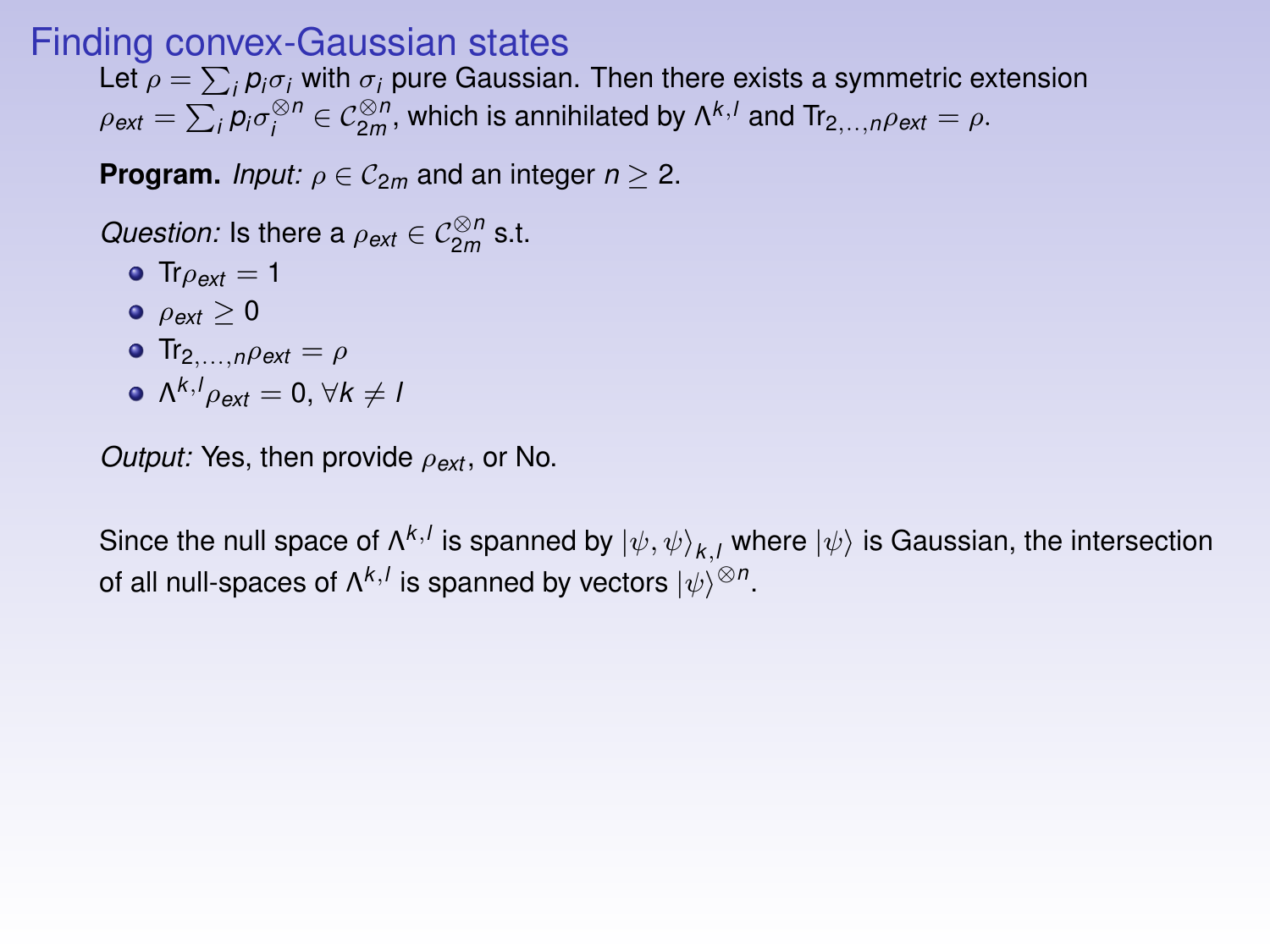# Finding convex-Gaussian states

Let $\rho = \sum_i p_i \sigma_i$ with $\sigma_i$ pure Gaussian. Then there exists a symmetric extension $\rho_{ext} = \sum_i p_i \sigma_i^{\otimes n} \in \mathcal{C}_{2m}^{\otimes n}$, which is annihilated by $\Lambda^{k,l}$ and $\mathrm{Tr}_{2,..,n}\rho_{ext} = \rho$.

**Program.** *Input:* $\rho \in \mathcal{C}_{2m}$ and an integer $n \geq 2$.

*Question:* Is there a $\rho_{ext} \in \mathcal{C}_{2m}^{\otimes n}$ s.t.

- $\mathrm{Tr}\rho_{ext} = 1$
- $\rho_{ext} \geq 0$
- $\mathrm{Tr}_{2,\ldots,n}\rho_{ext} = \rho$
- $\Lambda^{k,l}\rho_{ext} = 0, \forall k \neq l$

*Output:* Yes, then provide $\rho_{ext}$, or No.

Since the null space of $\Lambda^{k,l}$ is spanned by $|\psi, \psi\rangle_{k,l}$ where $|\psi\rangle$ is Gaussian, the intersection of all null-spaces of $\Lambda^{k,l}$ is spanned by vectors $|\psi\rangle^{\otimes n}$.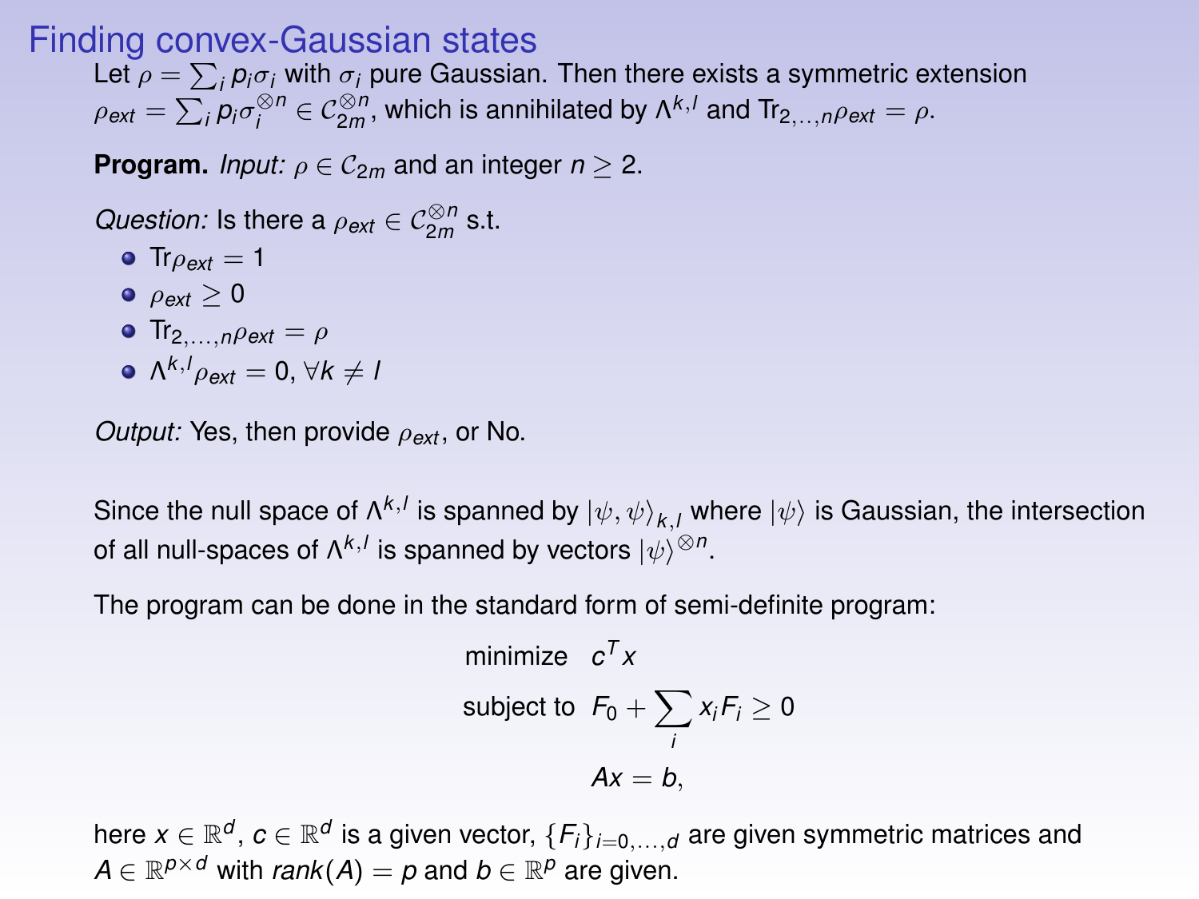# Finding convex-Gaussian states

Let $\rho = \sum_i p_i \sigma_i$ with $\sigma_i$ pure Gaussian. Then there exists a symmetric extension $\rho_{ext} = \sum_i p_i \sigma_i^{\otimes n} \in \mathcal{C}_{2m}^{\otimes n}$, which is annihilated by $\Lambda^{k,l}$ and $\text{Tr}_{2,..,n}\rho_{ext} = \rho$.

**Program.** *Input:* $\rho \in \mathcal{C}_{2m}$ and an integer $n \geq 2$.

*Question:* Is there a $\rho_{ext} \in \mathcal{C}_{2m}^{\otimes n}$ s.t.

- $\text{Tr}\rho_{ext} = 1$
- $\rho_{ext} \geq 0$
- $\text{Tr}_{2,\ldots,n}\rho_{ext} = \rho$
- $\Lambda^{k,l}\rho_{ext} = 0, \forall k \neq l$

*Output:* Yes, then provide $\rho_{ext}$, or No.

Since the null space of $\Lambda^{k,l}$ is spanned by $|\psi, \psi\rangle_{k,l}$ where $|\psi\rangle$ is Gaussian, the intersection of all null-spaces of $\Lambda^{k,l}$ is spanned by vectors $|\psi\rangle^{\otimes n}$.

The program can be done in the standard form of semi-definite program:

$$
\begin{aligned}
\text{minimize} \quad & c^T x \\
\text{subject to} \quad & F_0 + \sum_i x_i F_i \geq 0 \\
& Ax = b,
\end{aligned}
$$

here $x \in \mathbb{R}^d$, $c \in \mathbb{R}^d$ is a given vector, $\{F_i\}_{i=0,\ldots,d}$ are given symmetric matrices and $A \in \mathbb{R}^{p \times d}$ with $rank(A) = p$ and $b \in \mathbb{R}^p$ are given.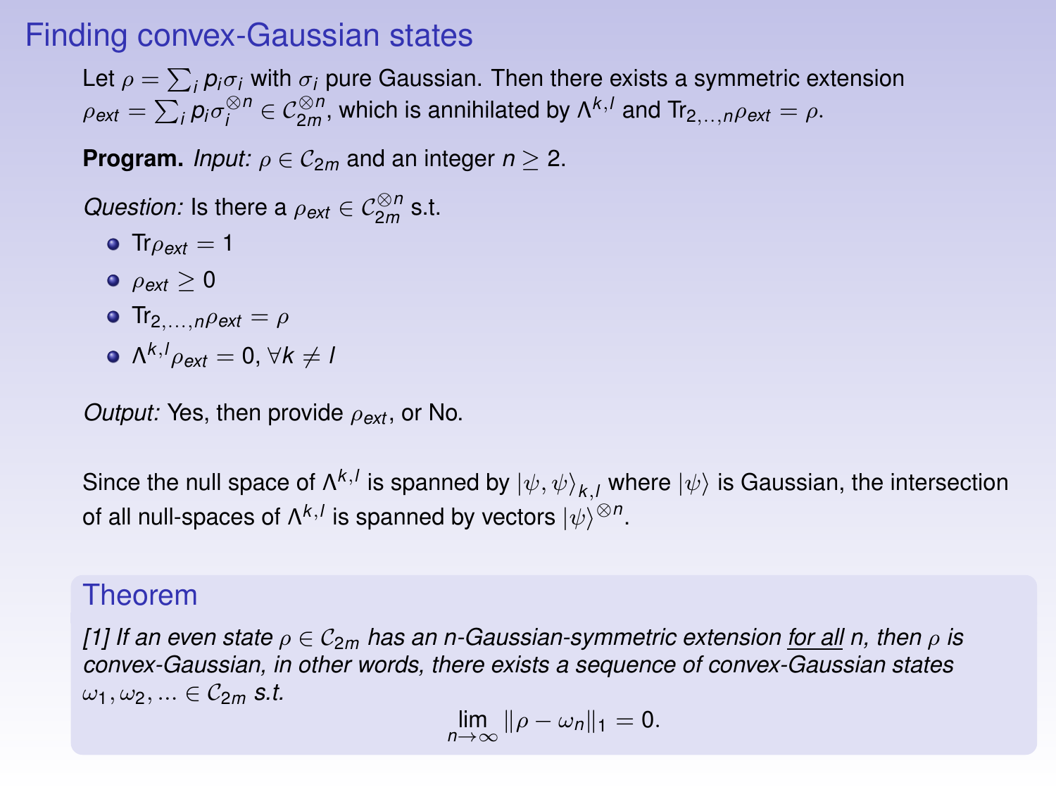# Finding convex-Gaussian states

Let $\rho = \sum_i p_i \sigma_i$ with $\sigma_i$ pure Gaussian. Then there exists a symmetric extension $\rho_{ext} = \sum_i p_i \sigma_i^{\otimes n} \in \mathcal{C}_{2m}^{\otimes n}$, which is annihilated by $\Lambda^{k,l}$ and $\text{Tr}_{2,..,n}\rho_{ext} = \rho$.

**Program.** *Input:* $\rho \in \mathcal{C}_{2m}$ and an integer $n \geq 2$.

*Question:* Is there a $\rho_{ext} \in \mathcal{C}_{2m}^{\otimes n}$ s.t.

- $\text{Tr}\rho_{ext} = 1$
- $\rho_{ext} \geq 0$
- $\text{Tr}_{2,\ldots,n}\rho_{ext} = \rho$
- $\Lambda^{k,l}\rho_{ext} = 0, \forall k \neq l$

*Output:* Yes, then provide $\rho_{ext}$, or No.

Since the null space of $\Lambda^{k,l}$ is spanned by $|\psi, \psi\rangle_{k,l}$ where $|\psi\rangle$ is Gaussian, the intersection of all null-spaces of $\Lambda^{k,l}$ is spanned by vectors $|\psi\rangle^{\otimes n}$.

### Theorem

*[1] If an even state $\rho \in \mathcal{C}_{2m}$ has an n-Gaussian-symmetric extension <u>for all</u> n, then $\rho$ is convex-Gaussian, in other words, there exists a sequence of convex-Gaussian states $\omega_1, \omega_2, \ldots \in \mathcal{C}_{2m}$ s.t.*

$$\lim_{n\to\infty} \|\rho - \omega_n\|_1 = 0.$$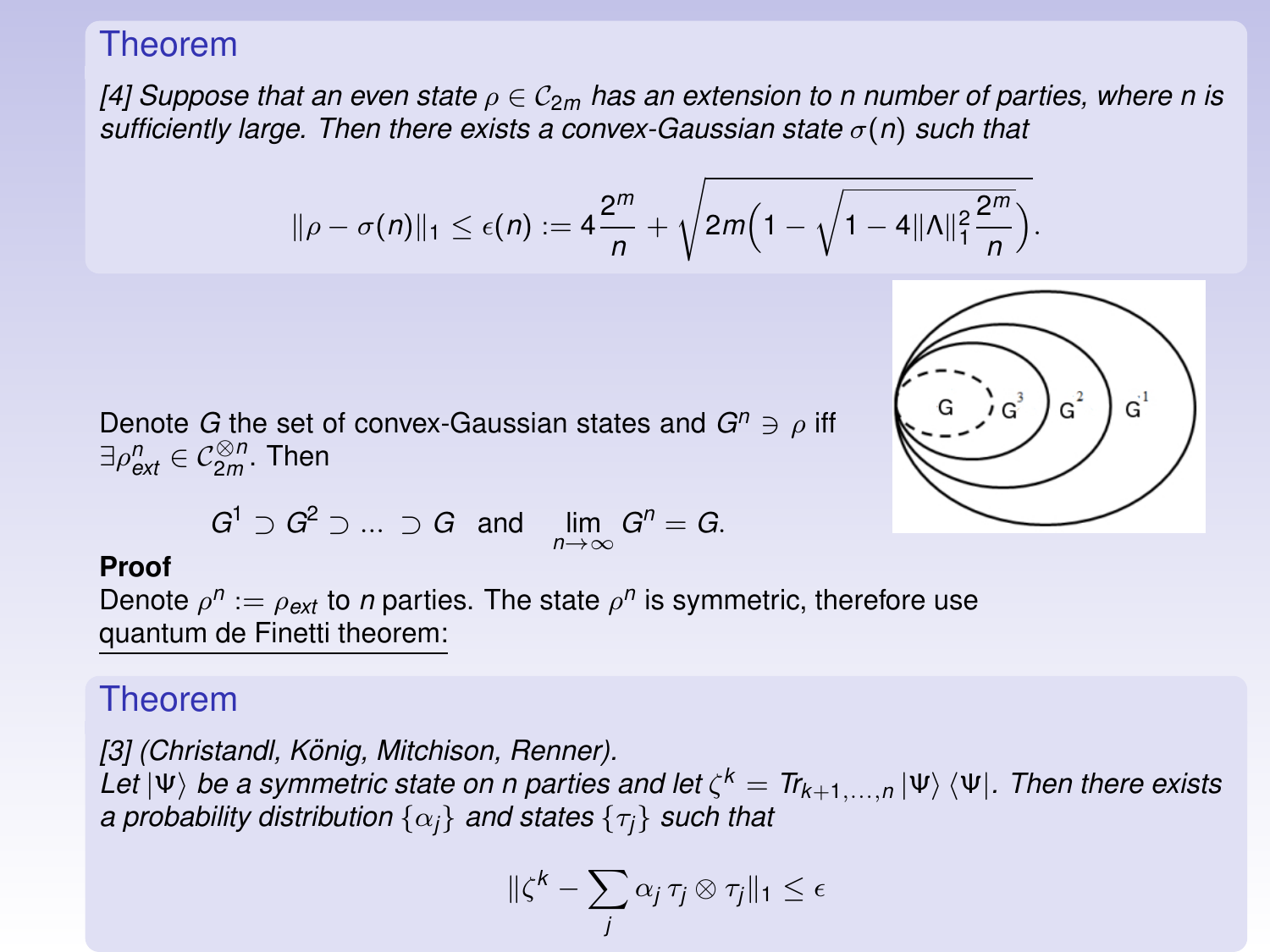## Theorem

*[4] Suppose that an even state $\rho \in \mathcal{C}_{2m}$ has an extension to n number of parties, where n is sufficiently large. Then there exists a convex-Gaussian state $\sigma(n)$ such that*

$$\|\rho - \sigma(n)\|_1 \leq \epsilon(n) := 4\frac{2^m}{n} + \sqrt{2m\Big(1 - \sqrt{1 - 4\|\Lambda\|_1^2 \frac{2^m}{n}}\Big)}.$$

Denote $G$ the set of convex-Gaussian states and $G^n \ni \rho$ iff $\exists \rho_{ext}^n \in \mathcal{C}_{2m}^{\otimes n}$. Then

$$G^1 \supset G^2 \supset \ldots \supset G \quad \text{and} \quad \lim_{n\to\infty} G^n = G.$$

**Proof**

Denote $\rho^n := \rho_{ext}$ to $n$ parties. The state $\rho^n$ is symmetric, therefore use quantum de Finetti theorem:

## Theorem

*[3] (Christandl, König, Mitchison, Renner).*
*Let $|\Psi\rangle$ be a symmetric state on n parties and let $\zeta^k = Tr_{k+1,\ldots,n} |\Psi\rangle\langle\Psi|$. Then there exists a probability distribution $\{\alpha_j\}$ and states $\{\tau_j\}$ such that*

$$\|\zeta^k - \sum_j \alpha_j \tau_j \otimes \tau_j\|_1 \leq \epsilon$$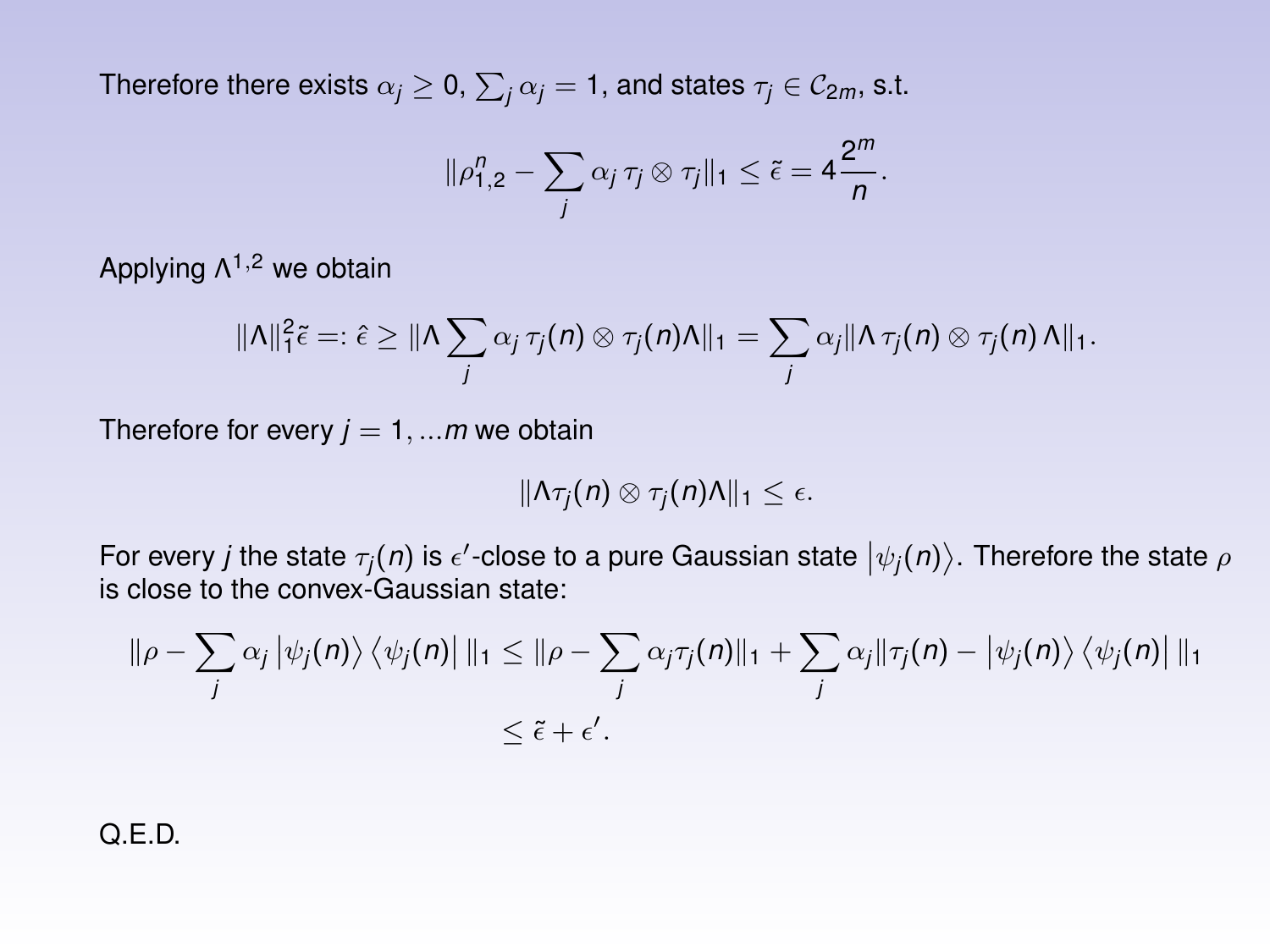Therefore there exists $\alpha_j \geq 0$, $\sum_j \alpha_j = 1$, and states $\tau_j \in \mathcal{C}_{2m}$, s.t.

$$\|\rho^n_{1,2} - \sum_j \alpha_j \, \tau_j \otimes \tau_j\|_1 \leq \tilde{\epsilon} = 4\frac{2^m}{n}.$$

Applying $\Lambda^{1,2}$ we obtain

$$\|\Lambda\|_1^2 \tilde{\epsilon} =: \hat{\epsilon} \geq \|\Lambda \sum_j \alpha_j \, \tau_j(n) \otimes \tau_j(n) \Lambda\|_1 = \sum_j \alpha_j \|\Lambda \, \tau_j(n) \otimes \tau_j(n) \, \Lambda\|_1.$$

Therefore for every $j = 1, ...m$ we obtain

$$\|\Lambda \tau_j(n) \otimes \tau_j(n) \Lambda\|_1 \leq \epsilon.$$

For every $j$ the state $\tau_j(n)$ is $\epsilon'$-close to a pure Gaussian state $|\psi_j(n)\rangle$. Therefore the state $\rho$ is close to the convex-Gaussian state:

$$\begin{aligned}
\|\rho - \sum_j \alpha_j \, |\psi_j(n)\rangle \langle \psi_j(n)| \, \|_1 &\leq \|\rho - \sum_j \alpha_j \tau_j(n)\|_1 + \sum_j \alpha_j \|\tau_j(n) - |\psi_j(n)\rangle \langle \psi_j(n)| \, \|_1 \\
&\leq \tilde{\epsilon} + \epsilon'.
\end{aligned}$$

Q.E.D.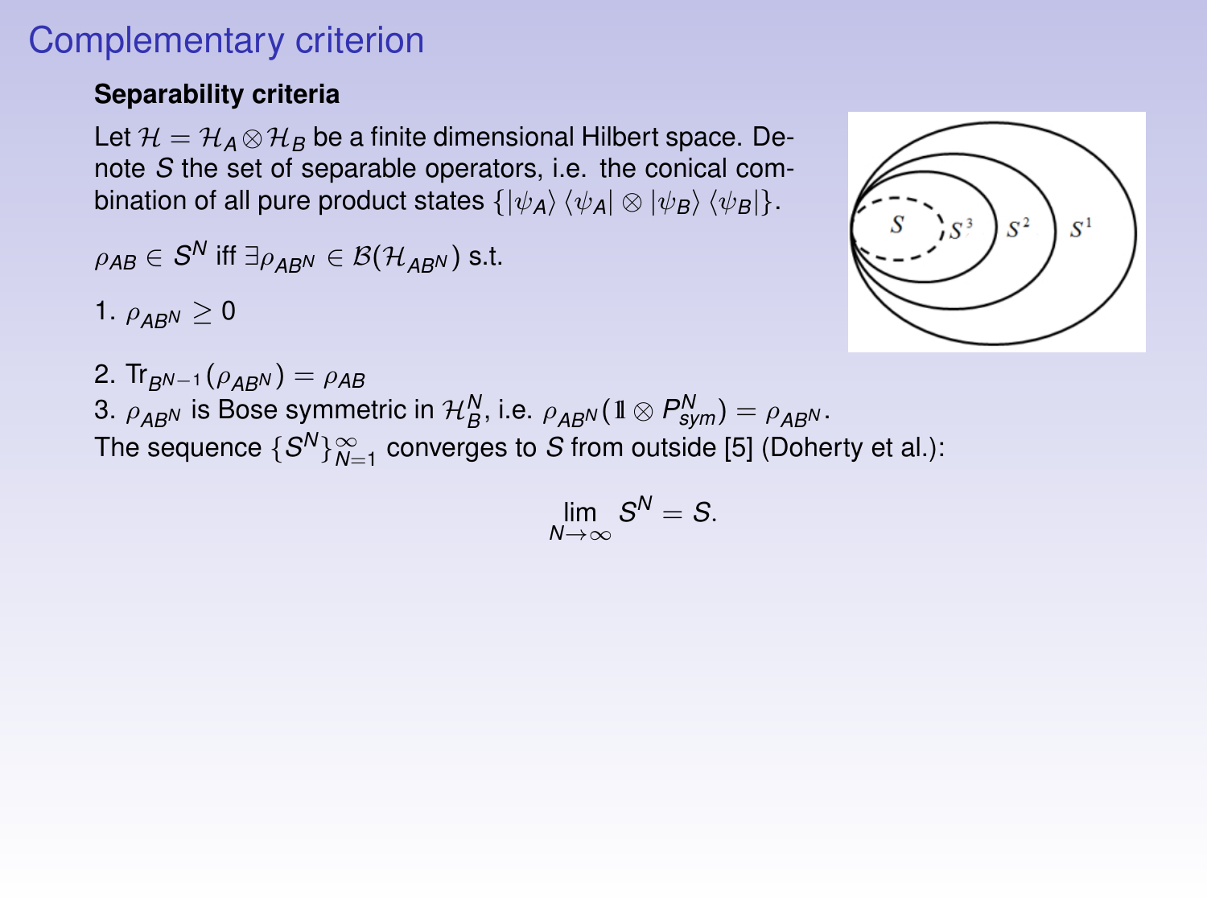# Complementary criterion

**Separability criteria**

Let $\mathcal{H} = \mathcal{H}_A \otimes \mathcal{H}_B$ be a finite dimensional Hilbert space. Denote $S$ the set of separable operators, i.e. the conical combination of all pure product states $\{|\psi_A\rangle \langle\psi_A| \otimes |\psi_B\rangle \langle\psi_B|\}$.

$\rho_{AB} \in S^N$ iff $\exists \rho_{AB^N} \in \mathcal{B}(\mathcal{H}_{AB^N})$ s.t.

1. $\rho_{AB^N} \geq 0$
2. $\mathrm{Tr}_{B^{N-1}}(\rho_{AB^N}) = \rho_{AB}$
3. $\rho_{AB^N}$ is Bose symmetric in $\mathcal{H}_B^N$, i.e. $\rho_{AB^N}(\mathbb{1} \otimes P_{sym}^N) = \rho_{AB^N}$.

The sequence $\{S^N\}_{N=1}^{\infty}$ converges to $S$ from outside [5] (Doherty et al.):

$$\lim_{N \to \infty} S^N = S.$$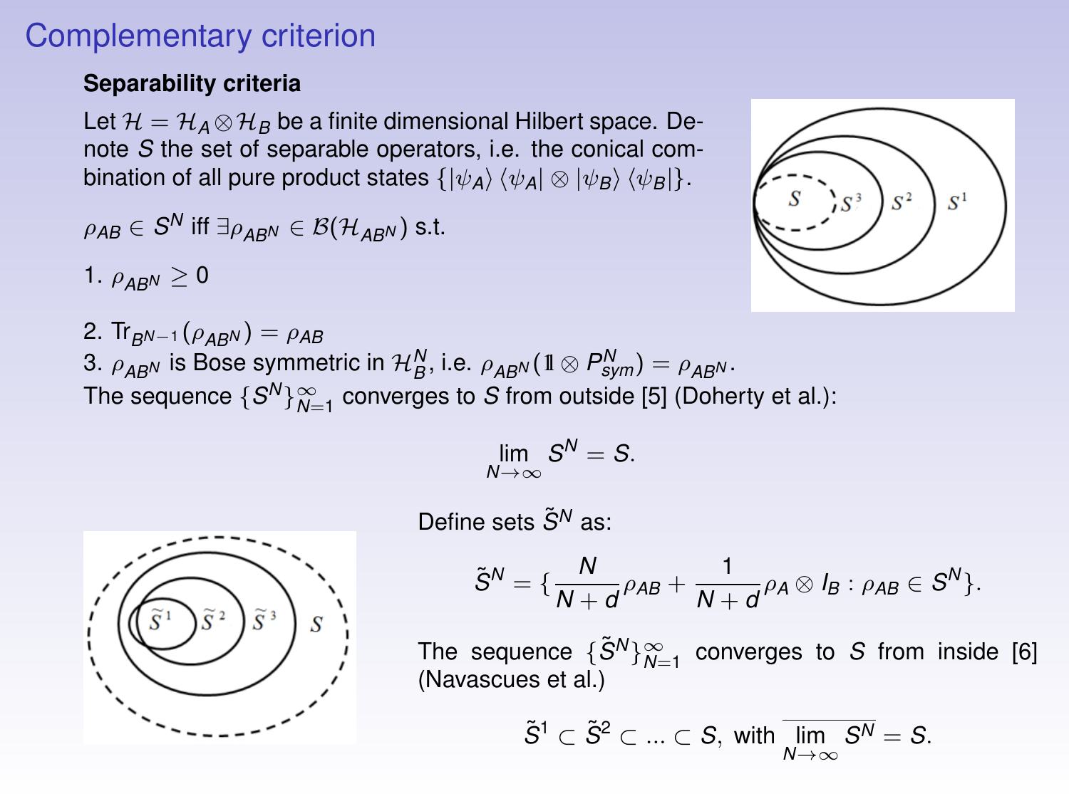# Complementary criterion

**Separability criteria**

Let $\mathcal{H} = \mathcal{H}_A \otimes \mathcal{H}_B$ be a finite dimensional Hilbert space. Denote $S$ the set of separable operators, i.e. the conical combination of all pure product states $\{|\psi_A\rangle\langle\psi_A| \otimes |\psi_B\rangle\langle\psi_B|\}$.

$\rho_{AB} \in S^N$ iff $\exists \rho_{AB^N} \in \mathcal{B}(\mathcal{H}_{AB^N})$ s.t.

1. $\rho_{AB^N} \geq 0$
2. $\mathrm{Tr}_{B^{N-1}}(\rho_{AB^N}) = \rho_{AB}$
3. $\rho_{AB^N}$ is Bose symmetric in $\mathcal{H}_B^N$, i.e. $\rho_{AB^N}(\mathbb{1} \otimes P_{sym}^N) = \rho_{AB^N}$.

The sequence $\{S^N\}_{N=1}^{\infty}$ converges to $S$ from outside [5] (Doherty et al.):

$$\lim_{N\to\infty} S^N = S.$$

Define sets $\tilde{S}^N$ as:

$$\tilde{S}^N = \{\frac{N}{N+d}\rho_{AB} + \frac{1}{N+d}\rho_A \otimes I_B : \rho_{AB} \in S^N\}.$$

The sequence $\{\tilde{S}^N\}_{N=1}^{\infty}$ converges to $S$ from inside [6] (Navascues et al.)

$$\tilde{S}^1 \subset \tilde{S}^2 \subset ... \subset S, \text{ with } \overline{\lim_{N\to\infty} S^N} = S.$$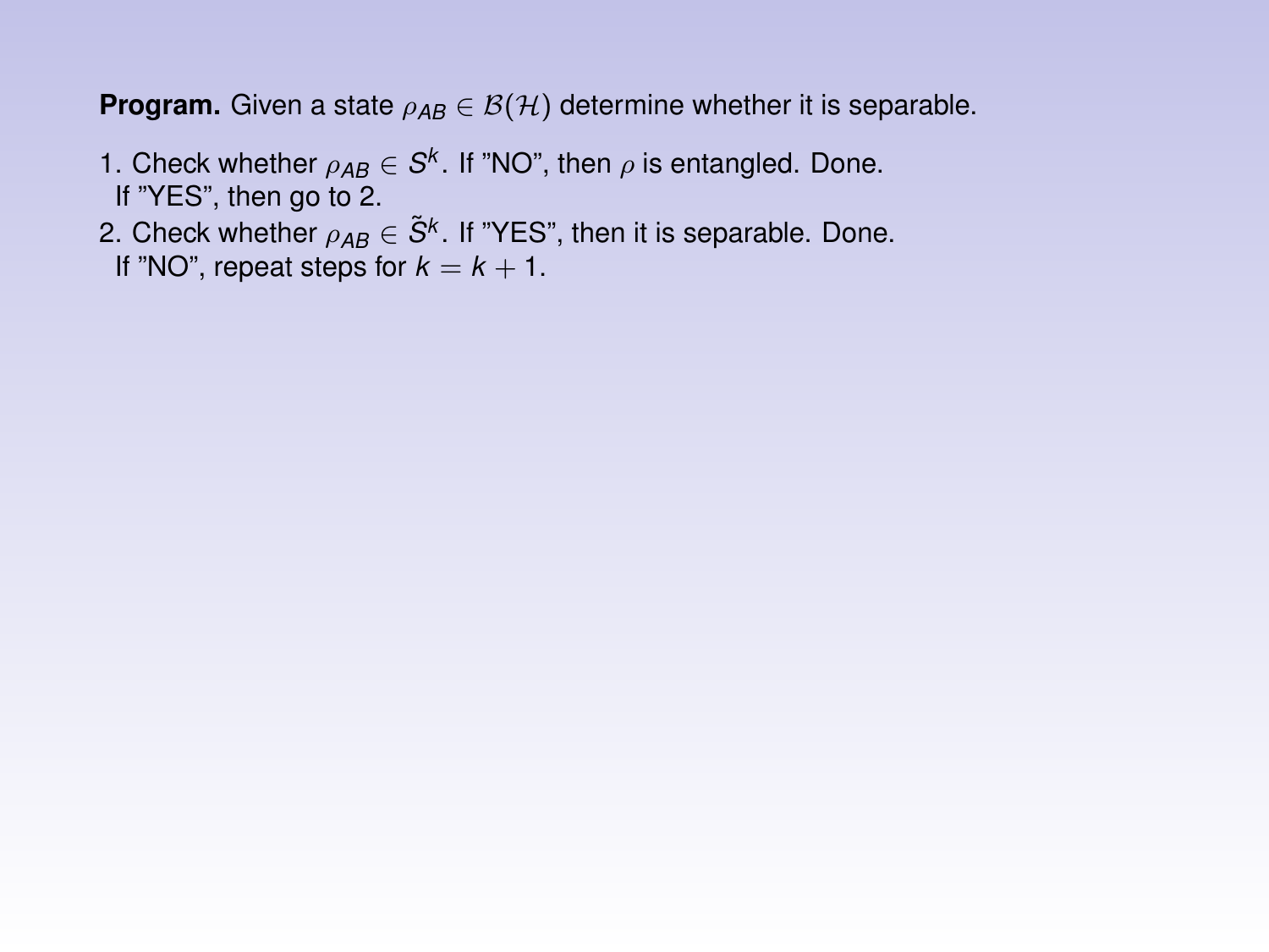**Program.** Given a state $\rho_{AB} \in \mathcal{B}(\mathcal{H})$ determine whether it is separable.

1. Check whether $\rho_{AB} \in S^k$. If "NO", then $\rho$ is entangled. Done.
   If "YES", then go to 2.
2. Check whether $\rho_{AB} \in \tilde{S}^k$. If "YES", then it is separable. Done.
   If "NO", repeat steps for $k = k + 1$.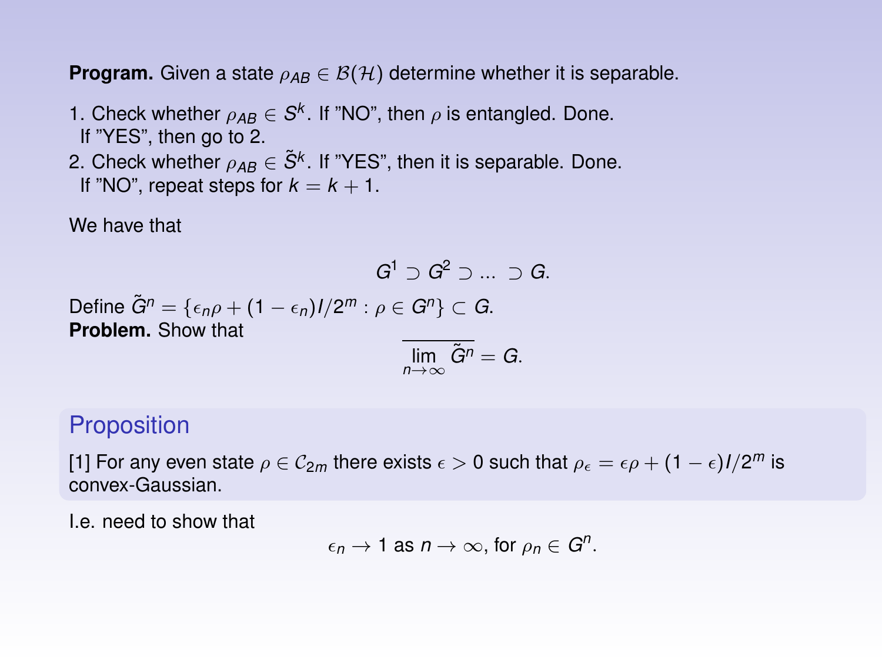**Program.** Given a state $\rho_{AB} \in \mathcal{B}(\mathcal{H})$ determine whether it is separable.

1. Check whether $\rho_{AB} \in S^k$. If "NO", then $\rho$ is entangled. Done.
   If "YES", then go to 2.
2. Check whether $\rho_{AB} \in \tilde{S}^k$. If "YES", then it is separable. Done.
   If "NO", repeat steps for $k = k + 1$.

We have that

$$G^1 \supset G^2 \supset \ldots \supset G.$$

Define $\tilde{G}^n = \{\epsilon_n \rho + (1 - \epsilon_n) I/2^m : \rho \in G^n\} \subset G$.

**Problem.** Show that

$$\overline{\lim_{n\to\infty} \tilde{G}^n} = G.$$

### Proposition

[1] For any even state $\rho \in \mathcal{C}_{2m}$ there exists $\epsilon > 0$ such that $\rho_\epsilon = \epsilon\rho + (1 - \epsilon) I/2^m$ is convex-Gaussian.

I.e. need to show that

$$\epsilon_n \to 1 \text{ as } n \to \infty, \text{ for } \rho_n \in G^n.$$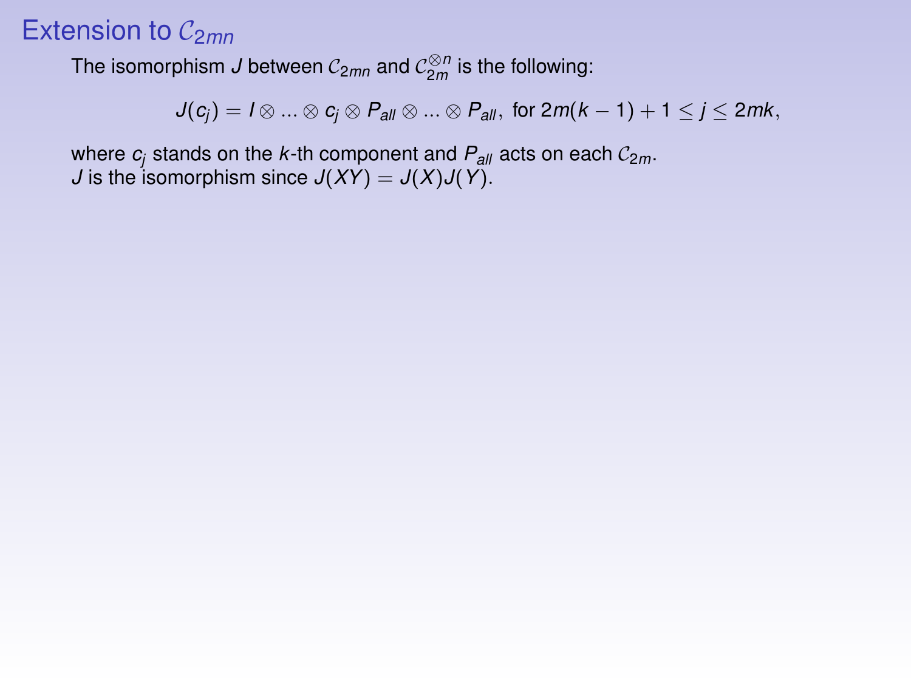# Extension to $\mathcal{C}_{2mn}$

The isomorphism $J$ between $\mathcal{C}_{2mn}$ and $\mathcal{C}_{2m}^{\otimes n}$ is the following:

$$J(c_j) = I \otimes ... \otimes c_j \otimes P_{all} \otimes ... \otimes P_{all}, \text{ for } 2m(k-1)+1 \leq j \leq 2mk,$$

where $c_j$ stands on the $k$-th component and $P_{all}$ acts on each $\mathcal{C}_{2m}$.
$J$ is the isomorphism since $J(XY) = J(X)J(Y)$.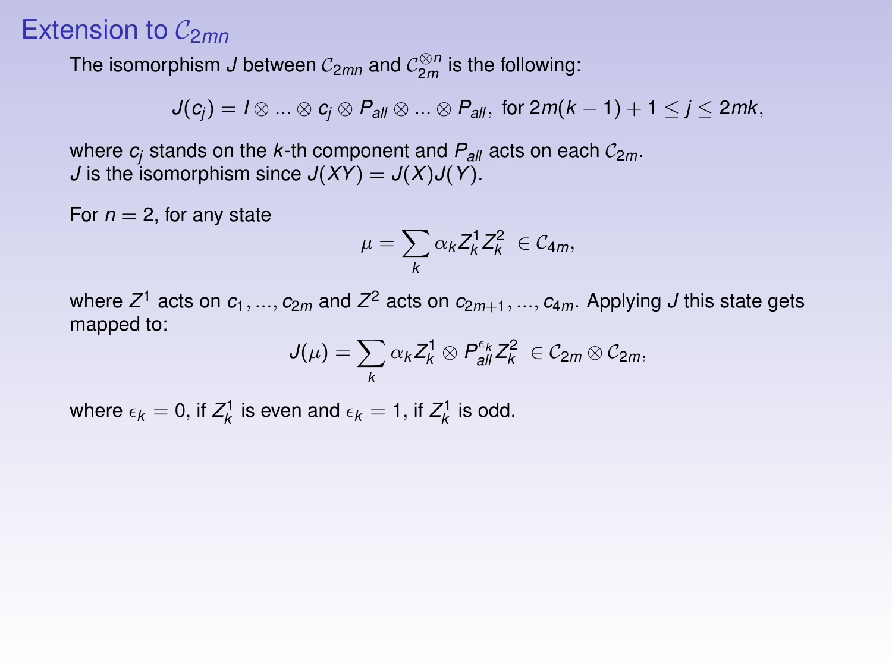# Extension to $\mathcal{C}_{2mn}$

The isomorphism $J$ between $\mathcal{C}_{2mn}$ and $\mathcal{C}_{2m}^{\otimes n}$ is the following:

$$J(c_j) = I \otimes \ldots \otimes c_j \otimes P_{all} \otimes \ldots \otimes P_{all}, \text{ for } 2m(k-1)+1 \leq j \leq 2mk,$$

where $c_j$ stands on the $k$-th component and $P_{all}$ acts on each $\mathcal{C}_{2m}$.
$J$ is the isomorphism since $J(XY) = J(X)J(Y)$.

For $n = 2$, for any state

$$\mu = \sum_k \alpha_k Z_k^1 Z_k^2 \ \in \mathcal{C}_{4m},$$

where $Z^1$ acts on $c_1, \ldots, c_{2m}$ and $Z^2$ acts on $c_{2m+1}, \ldots, c_{4m}$. Applying $J$ this state gets mapped to:

$$J(\mu) = \sum_k \alpha_k Z_k^1 \otimes P_{all}^{\epsilon_k} Z_k^2 \ \in \mathcal{C}_{2m} \otimes \mathcal{C}_{2m},$$

where $\epsilon_k = 0$, if $Z_k^1$ is even and $\epsilon_k = 1$, if $Z_k^1$ is odd.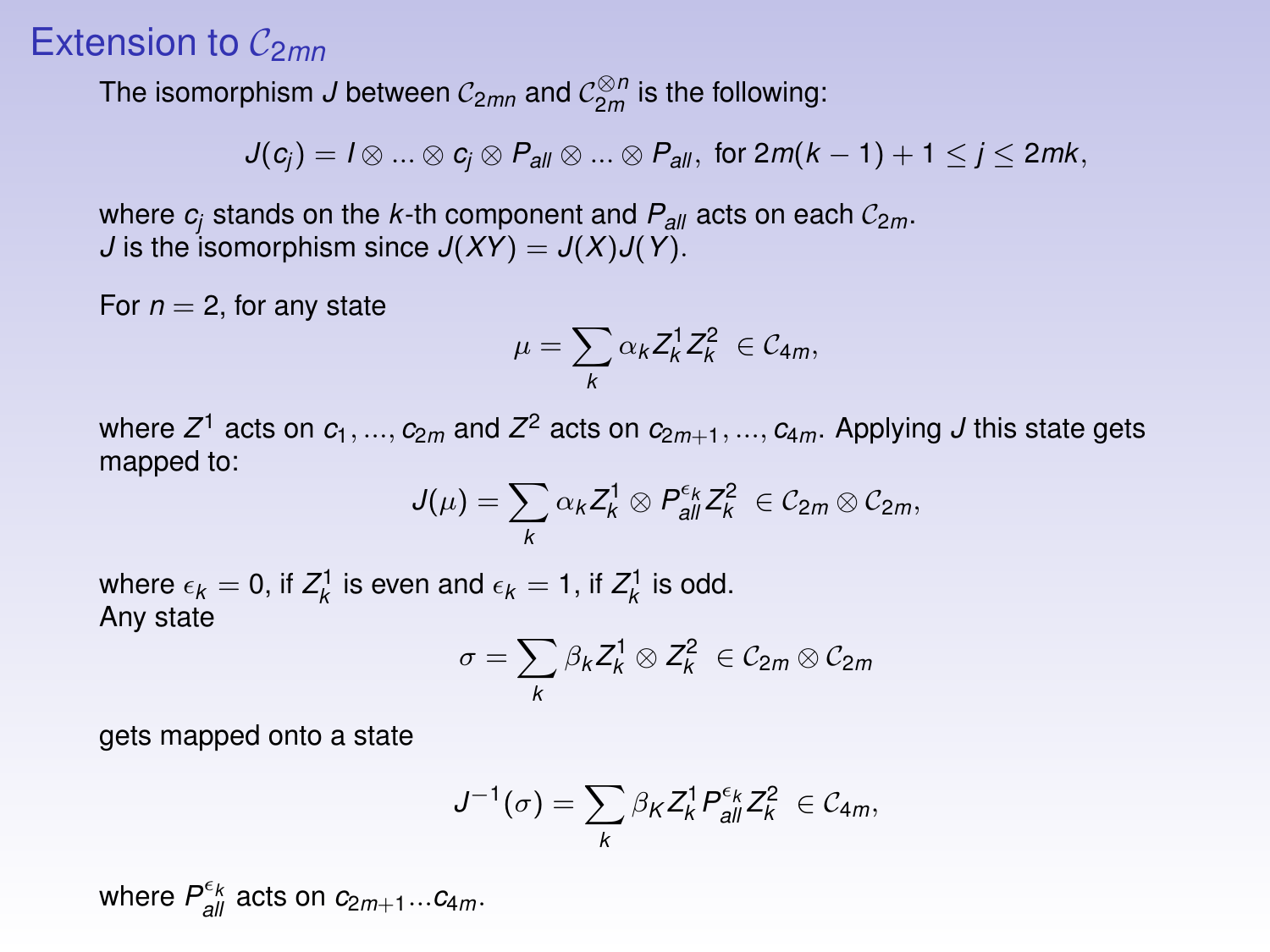# Extension to $\mathcal{C}_{2mn}$

The isomorphism $J$ between $\mathcal{C}_{2mn}$ and $\mathcal{C}_{2m}^{\otimes n}$ is the following:

$$J(c_j) = I \otimes ... \otimes c_j \otimes P_{all} \otimes ... \otimes P_{all}, \text{ for } 2m(k-1)+1 \leq j \leq 2mk,$$

where $c_j$ stands on the $k$-th component and $P_{all}$ acts on each $\mathcal{C}_{2m}$.
$J$ is the isomorphism since $J(XY) = J(X)J(Y)$.

For $n = 2$, for any state

$$\mu = \sum_k \alpha_k Z_k^1 Z_k^2 \ \in \mathcal{C}_{4m},$$

where $Z^1$ acts on $c_1, ..., c_{2m}$ and $Z^2$ acts on $c_{2m+1}, ..., c_{4m}$. Applying $J$ this state gets mapped to:

$$J(\mu) = \sum_k \alpha_k Z_k^1 \otimes P_{all}^{\epsilon_k} Z_k^2 \ \in \mathcal{C}_{2m} \otimes \mathcal{C}_{2m},$$

where $\epsilon_k = 0$, if $Z_k^1$ is even and $\epsilon_k = 1$, if $Z_k^1$ is odd.
Any state

$$\sigma = \sum_k \beta_k Z_k^1 \otimes Z_k^2 \ \in \mathcal{C}_{2m} \otimes \mathcal{C}_{2m}$$

gets mapped onto a state

$$J^{-1}(\sigma) = \sum_k \beta_K Z_k^1 P_{all}^{\epsilon_k} Z_k^2 \ \in \mathcal{C}_{4m},$$

where $P_{all}^{\epsilon_k}$ acts on $c_{2m+1} ... c_{4m}$.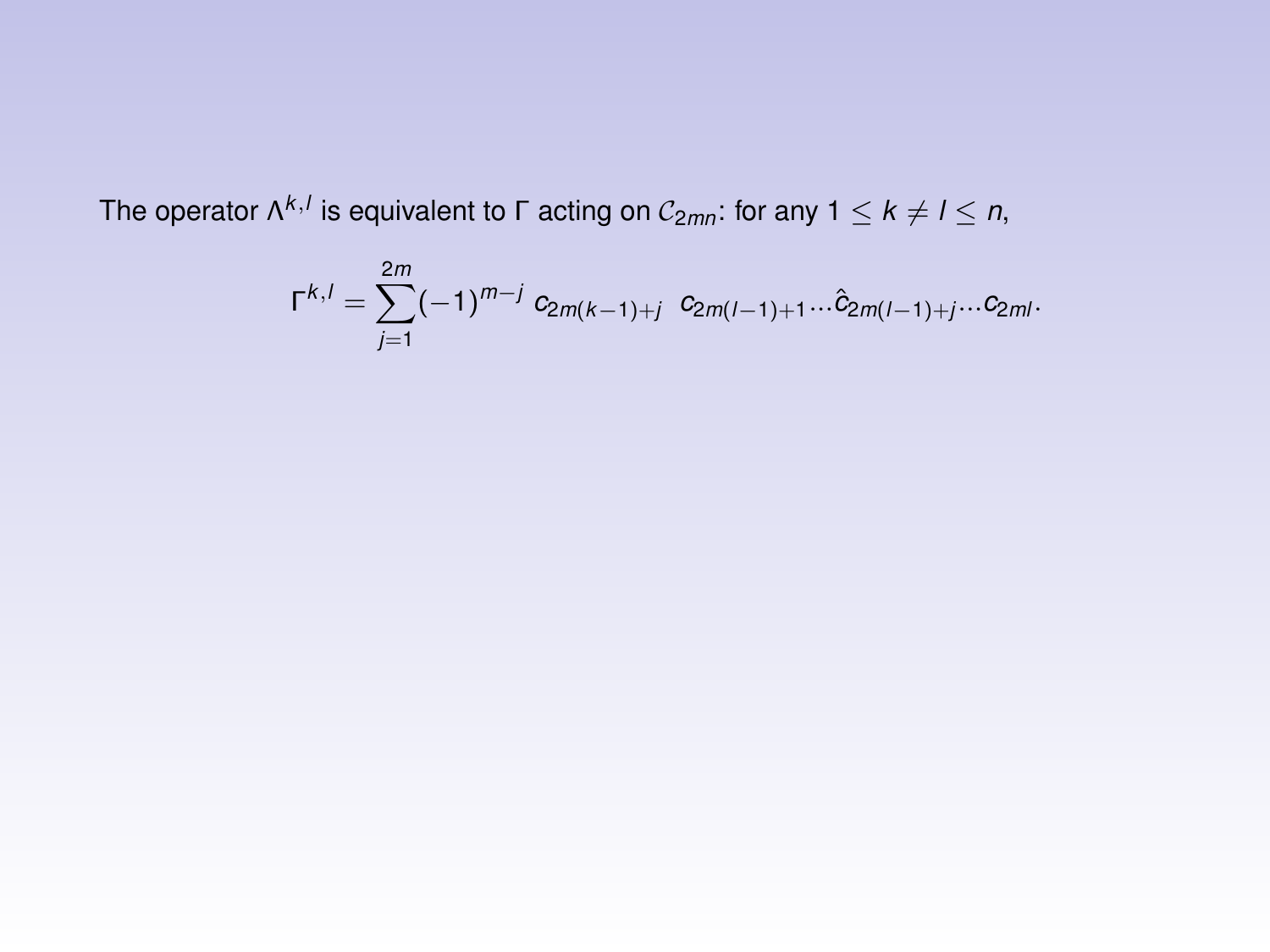The operator $\Lambda^{k,l}$ is equivalent to $\Gamma$ acting on $\mathcal{C}_{2mn}$: for any $1 \leq k \neq l \leq n$,

$$\Gamma^{k,l} = \sum_{j=1}^{2m} (-1)^{m-j} \; c_{2m(k-1)+j} \;\; c_{2m(l-1)+1} \cdots \hat{c}_{2m(l-1)+j} \cdots c_{2ml}.$$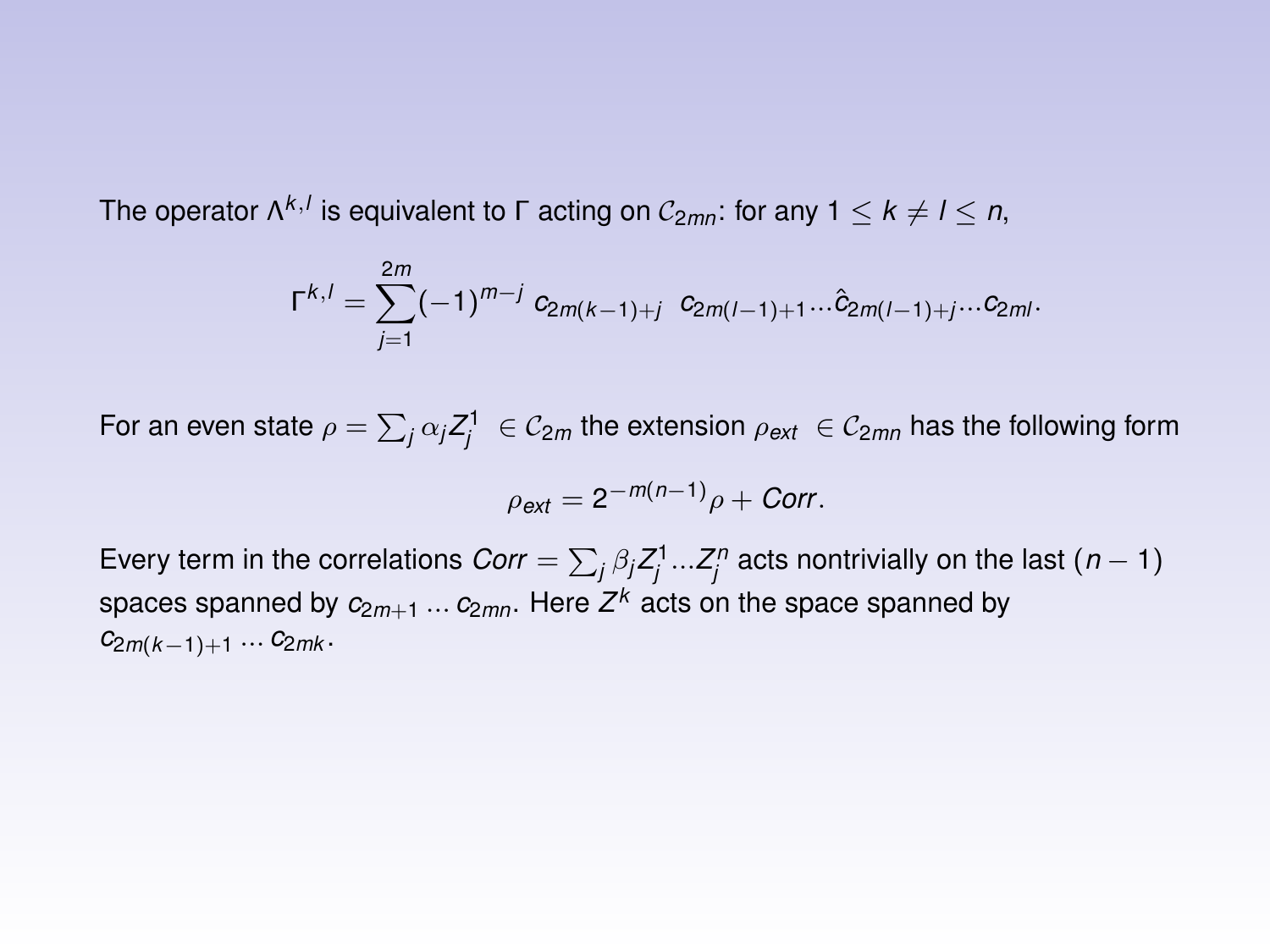The operator $\Lambda^{k,l}$ is equivalent to $\Gamma$ acting on $\mathcal{C}_{2mn}$: for any $1 \leq k \neq l \leq n$,

$$\Gamma^{k,l} = \sum_{j=1}^{2m} (-1)^{m-j} \; c_{2m(k-1)+j} \;\; c_{2m(l-1)+1} \ldots \hat{c}_{2m(l-1)+j} \ldots c_{2ml}.$$

For an even state $\rho = \sum_j \alpha_j Z_j^1 \; \in \mathcal{C}_{2m}$ the extension $\rho_{ext} \; \in \mathcal{C}_{2mn}$ has the following form

$$\rho_{ext} = 2^{-m(n-1)} \rho + Corr.$$

Every term in the correlations $Corr = \sum_j \beta_j Z_j^1 \ldots Z_j^n$ acts nontrivially on the last $(n-1)$ spaces spanned by $c_{2m+1} \ldots c_{2mn}$. Here $Z^k$ acts on the space spanned by $c_{2m(k-1)+1} \ldots c_{2mk}$.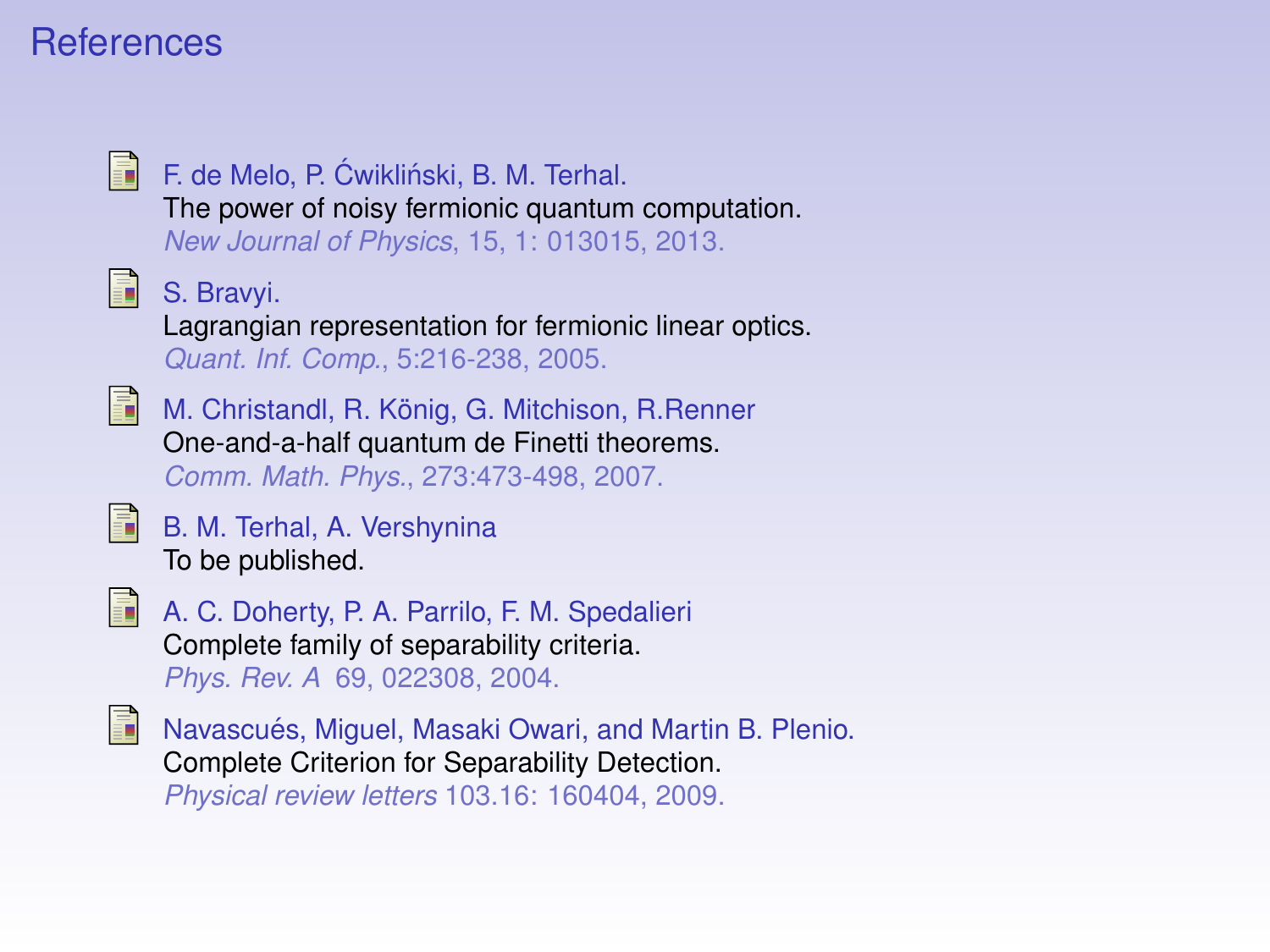# References

- F. de Melo, P. Ćwikliński, B. M. Terhal.
  The power of noisy fermionic quantum computation.
  *New Journal of Physics*, 15, 1: 013015, 2013.

- S. Bravyi.
  Lagrangian representation for fermionic linear optics.
  *Quant. Inf. Comp.*, 5:216-238, 2005.

- M. Christandl, R. König, G. Mitchison, R.Renner
  One-and-a-half quantum de Finetti theorems.
  *Comm. Math. Phys.*, 273:473-498, 2007.

- B. M. Terhal, A. Vershynina
  To be published.

- A. C. Doherty, P. A. Parrilo, F. M. Spedalieri
  Complete family of separability criteria.
  *Phys. Rev. A* 69, 022308, 2004.

- Navascués, Miguel, Masaki Owari, and Martin B. Plenio.
  Complete Criterion for Separability Detection.
  *Physical review letters* 103.16: 160404, 2009.